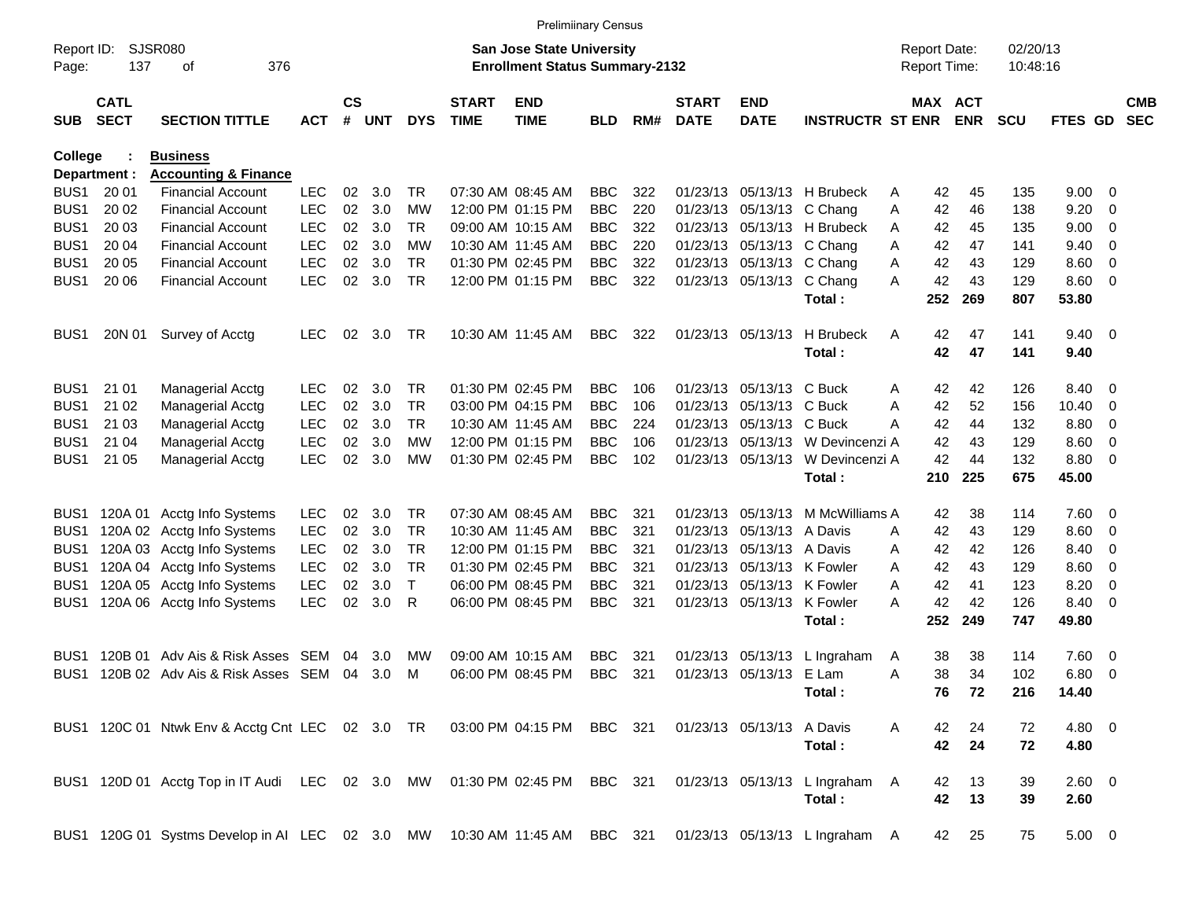Prelimiinary Census

Report ID: SJSR080
Page: 137 of 376

**San Jose State University**
**Enrollment Status Summary-2132**

Report Date: 02/20/13
Report Time: 10:48:16

**College : Business**
**Department : Accounting & Finance**

| SUB | CATL SECT | SECTION TITTLE | ACT | CS # | UNT | DYS | START TIME | END TIME | BLD | RM# | START DATE | END DATE | INSTRUCTR | ST | MAX ENR | ACT ENR | SCU | FTES | GD | CMB SEC |
|---|---|---|---|---|---|---|---|---|---|---|---|---|---|---|---|---|---|---|---|---|
| BUS1 | 20 01 | Financial Account | LEC | 02 | 3.0 | TR | 07:30 AM | 08:45 AM | BBC | 322 | 01/23/13 | 05/13/13 | H Brubeck | A | 42 | 45 | 135 | 9.00 | 0 | |
| BUS1 | 20 02 | Financial Account | LEC | 02 | 3.0 | MW | 12:00 PM | 01:15 PM | BBC | 220 | 01/23/13 | 05/13/13 | C Chang | A | 42 | 46 | 138 | 9.20 | 0 | |
| BUS1 | 20 03 | Financial Account | LEC | 02 | 3.0 | TR | 09:00 AM | 10:15 AM | BBC | 322 | 01/23/13 | 05/13/13 | H Brubeck | A | 42 | 45 | 135 | 9.00 | 0 | |
| BUS1 | 20 04 | Financial Account | LEC | 02 | 3.0 | MW | 10:30 AM | 11:45 AM | BBC | 220 | 01/23/13 | 05/13/13 | C Chang | A | 42 | 47 | 141 | 9.40 | 0 | |
| BUS1 | 20 05 | Financial Account | LEC | 02 | 3.0 | TR | 01:30 PM | 02:45 PM | BBC | 322 | 01/23/13 | 05/13/13 | C Chang | A | 42 | 43 | 129 | 8.60 | 0 | |
| BUS1 | 20 06 | Financial Account | LEC | 02 | 3.0 | TR | 12:00 PM | 01:15 PM | BBC | 322 | 01/23/13 | 05/13/13 | C Chang | A | 42 | 43 | 129 | 8.60 | 0 | |
| | | | | | | | | | | | | | **Total :** | | **252** | **269** | **807** | **53.80** | | |
| BUS1 | 20N 01 | Survey of Acctg | LEC | 02 | 3.0 | TR | 10:30 AM | 11:45 AM | BBC | 322 | 01/23/13 | 05/13/13 | H Brubeck | A | 42 | 47 | 141 | 9.40 | 0 | |
| | | | | | | | | | | | | | **Total :** | | **42** | **47** | **141** | **9.40** | | |
| BUS1 | 21 01 | Managerial Acctg | LEC | 02 | 3.0 | TR | 01:30 PM | 02:45 PM | BBC | 106 | 01/23/13 | 05/13/13 | C Buck | A | 42 | 42 | 126 | 8.40 | 0 | |
| BUS1 | 21 02 | Managerial Acctg | LEC | 02 | 3.0 | TR | 03:00 PM | 04:15 PM | BBC | 106 | 01/23/13 | 05/13/13 | C Buck | A | 42 | 52 | 156 | 10.40 | 0 | |
| BUS1 | 21 03 | Managerial Acctg | LEC | 02 | 3.0 | TR | 10:30 AM | 11:45 AM | BBC | 224 | 01/23/13 | 05/13/13 | C Buck | A | 42 | 44 | 132 | 8.80 | 0 | |
| BUS1 | 21 04 | Managerial Acctg | LEC | 02 | 3.0 | MW | 12:00 PM | 01:15 PM | BBC | 106 | 01/23/13 | 05/13/13 | W Devincenzi | A | 42 | 43 | 129 | 8.60 | 0 | |
| BUS1 | 21 05 | Managerial Acctg | LEC | 02 | 3.0 | MW | 01:30 PM | 02:45 PM | BBC | 102 | 01/23/13 | 05/13/13 | W Devincenzi | A | 42 | 44 | 132 | 8.80 | 0 | |
| | | | | | | | | | | | | | **Total :** | | **210** | **225** | **675** | **45.00** | | |
| BUS1 | 120A 01 | Acctg Info Systems | LEC | 02 | 3.0 | TR | 07:30 AM | 08:45 AM | BBC | 321 | 01/23/13 | 05/13/13 | M McWilliams | A | 42 | 38 | 114 | 7.60 | 0 | |
| BUS1 | 120A 02 | Acctg Info Systems | LEC | 02 | 3.0 | TR | 10:30 AM | 11:45 AM | BBC | 321 | 01/23/13 | 05/13/13 | A Davis | A | 42 | 43 | 129 | 8.60 | 0 | |
| BUS1 | 120A 03 | Acctg Info Systems | LEC | 02 | 3.0 | TR | 12:00 PM | 01:15 PM | BBC | 321 | 01/23/13 | 05/13/13 | A Davis | A | 42 | 42 | 126 | 8.40 | 0 | |
| BUS1 | 120A 04 | Acctg Info Systems | LEC | 02 | 3.0 | TR | 01:30 PM | 02:45 PM | BBC | 321 | 01/23/13 | 05/13/13 | K Fowler | A | 42 | 43 | 129 | 8.60 | 0 | |
| BUS1 | 120A 05 | Acctg Info Systems | LEC | 02 | 3.0 | T | 06:00 PM | 08:45 PM | BBC | 321 | 01/23/13 | 05/13/13 | K Fowler | A | 42 | 41 | 123 | 8.20 | 0 | |
| BUS1 | 120A 06 | Acctg Info Systems | LEC | 02 | 3.0 | R | 06:00 PM | 08:45 PM | BBC | 321 | 01/23/13 | 05/13/13 | K Fowler | A | 42 | 42 | 126 | 8.40 | 0 | |
| | | | | | | | | | | | | | **Total :** | | **252** | **249** | **747** | **49.80** | | |
| BUS1 | 120B 01 | Adv Ais & Risk Asses | SEM | 04 | 3.0 | MW | 09:00 AM | 10:15 AM | BBC | 321 | 01/23/13 | 05/13/13 | L Ingraham | A | 38 | 38 | 114 | 7.60 | 0 | |
| BUS1 | 120B 02 | Adv Ais & Risk Asses | SEM | 04 | 3.0 | M | 06:00 PM | 08:45 PM | BBC | 321 | 01/23/13 | 05/13/13 | E Lam | A | 38 | 34 | 102 | 6.80 | 0 | |
| | | | | | | | | | | | | | **Total :** | | **76** | **72** | **216** | **14.40** | | |
| BUS1 | 120C 01 | Ntwk Env & Acctg Cnt | LEC | 02 | 3.0 | TR | 03:00 PM | 04:15 PM | BBC | 321 | 01/23/13 | 05/13/13 | A Davis | A | 42 | 24 | 72 | 4.80 | 0 | |
| | | | | | | | | | | | | | **Total :** | | **42** | **24** | **72** | **4.80** | | |
| BUS1 | 120D 01 | Acctg Top in IT Audi | LEC | 02 | 3.0 | MW | 01:30 PM | 02:45 PM | BBC | 321 | 01/23/13 | 05/13/13 | L Ingraham | A | 42 | 13 | 39 | 2.60 | 0 | |
| | | | | | | | | | | | | | **Total :** | | **42** | **13** | **39** | **2.60** | | |
| BUS1 | 120G 01 | Systms Develop in AI | LEC | 02 | 3.0 | MW | 10:30 AM | 11:45 AM | BBC | 321 | 01/23/13 | 05/13/13 | L Ingraham | A | 42 | 25 | 75 | 5.00 | 0 | |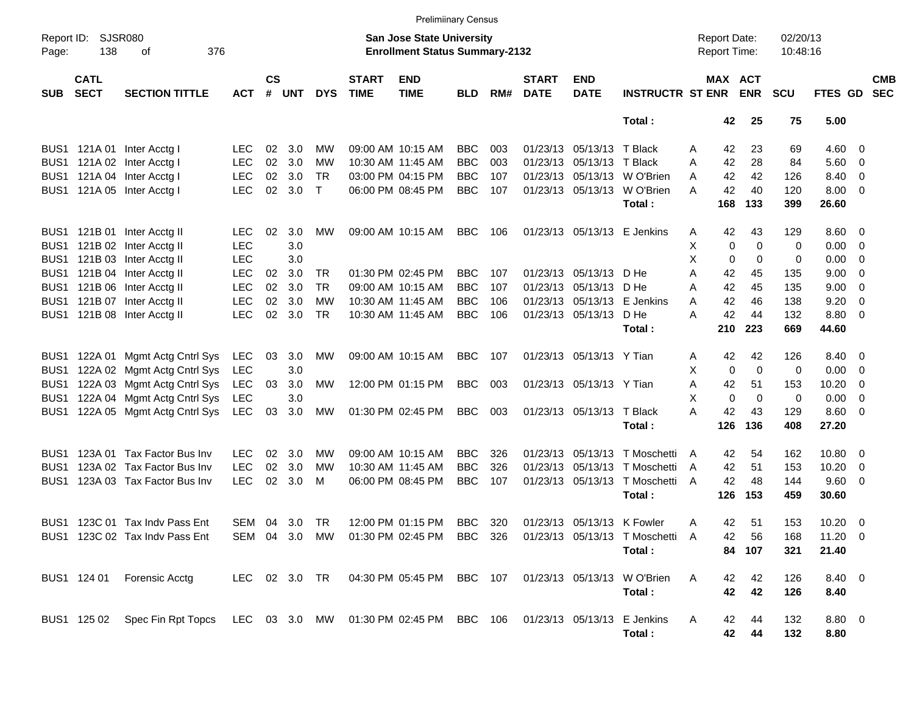Preliminary Census

Report ID: SJSR080 | Page: 138 of 376

**San Jose State University**
**Enrollment Status Summary-2132**

Report Date: 02/20/13 | Report Time: 10:48:16

| SUB | CATL SECT | SECTION TITTLE | ACT | CS # | UNT | DYS | START TIME | END TIME | BLD | RM# | START DATE | END DATE | INSTRUCTR | ST | MAX ENR | ACT ENR | SCU | FTES | GD | CMB SEC |
|---|---|---|---|---|---|---|---|---|---|---|---|---|---|---|---|---|---|---|---|---|
| | | | | | | | | | | | | | Total : | | 42 | 25 | 75 | 5.00 | | |
| BUS1 | 121A 01 | Inter Acctg I | LEC | 02 | 3.0 | MW | 09:00 AM | 10:15 AM | BBC | 003 | 01/23/13 | 05/13/13 | T Black | A | 42 | 23 | 69 | 4.60 | 0 | |
| BUS1 | 121A 02 | Inter Acctg I | LEC | 02 | 3.0 | MW | 10:30 AM | 11:45 AM | BBC | 003 | 01/23/13 | 05/13/13 | T Black | A | 42 | 28 | 84 | 5.60 | 0 | |
| BUS1 | 121A 04 | Inter Acctg I | LEC | 02 | 3.0 | TR | 03:00 PM | 04:15 PM | BBC | 107 | 01/23/13 | 05/13/13 | W O'Brien | A | 42 | 42 | 126 | 8.40 | 0 | |
| BUS1 | 121A 05 | Inter Acctg I | LEC | 02 | 3.0 | T | 06:00 PM | 08:45 PM | BBC | 107 | 01/23/13 | 05/13/13 | W O'Brien | A | 42 | 40 | 120 | 8.00 | 0 | |
| | | | | | | | | | | | | | Total : | | 168 | 133 | 399 | 26.60 | | |
| BUS1 | 121B 01 | Inter Acctg II | LEC | 02 | 3.0 | MW | 09:00 AM | 10:15 AM | BBC | 106 | 01/23/13 | 05/13/13 | E Jenkins | A | 42 | 43 | 129 | 8.60 | 0 | |
| BUS1 | 121B 02 | Inter Acctg II | LEC | | 3.0 | | | | | | | | | X | 0 | 0 | 0 | 0.00 | 0 | |
| BUS1 | 121B 03 | Inter Acctg II | LEC | | 3.0 | | | | | | | | | X | 0 | 0 | 0 | 0.00 | 0 | |
| BUS1 | 121B 04 | Inter Acctg II | LEC | 02 | 3.0 | TR | 01:30 PM | 02:45 PM | BBC | 107 | 01/23/13 | 05/13/13 | D He | A | 42 | 45 | 135 | 9.00 | 0 | |
| BUS1 | 121B 06 | Inter Acctg II | LEC | 02 | 3.0 | TR | 09:00 AM | 10:15 AM | BBC | 107 | 01/23/13 | 05/13/13 | D He | A | 42 | 45 | 135 | 9.00 | 0 | |
| BUS1 | 121B 07 | Inter Acctg II | LEC | 02 | 3.0 | MW | 10:30 AM | 11:45 AM | BBC | 106 | 01/23/13 | 05/13/13 | E Jenkins | A | 42 | 46 | 138 | 9.20 | 0 | |
| BUS1 | 121B 08 | Inter Acctg II | LEC | 02 | 3.0 | TR | 10:30 AM | 11:45 AM | BBC | 106 | 01/23/13 | 05/13/13 | D He | A | 42 | 44 | 132 | 8.80 | 0 | |
| | | | | | | | | | | | | | Total : | | 210 | 223 | 669 | 44.60 | | |
| BUS1 | 122A 01 | Mgmt Actg Cntrl Sys | LEC | 03 | 3.0 | MW | 09:00 AM | 10:15 AM | BBC | 107 | 01/23/13 | 05/13/13 | Y Tian | A | 42 | 42 | 126 | 8.40 | 0 | |
| BUS1 | 122A 02 | Mgmt Actg Cntrl Sys | LEC | | 3.0 | | | | | | | | | X | 0 | 0 | 0 | 0.00 | 0 | |
| BUS1 | 122A 03 | Mgmt Actg Cntrl Sys | LEC | 03 | 3.0 | MW | 12:00 PM | 01:15 PM | BBC | 003 | 01/23/13 | 05/13/13 | Y Tian | A | 42 | 51 | 153 | 10.20 | 0 | |
| BUS1 | 122A 04 | Mgmt Actg Cntrl Sys | LEC | | 3.0 | | | | | | | | | X | 0 | 0 | 0 | 0.00 | 0 | |
| BUS1 | 122A 05 | Mgmt Actg Cntrl Sys | LEC | 03 | 3.0 | MW | 01:30 PM | 02:45 PM | BBC | 003 | 01/23/13 | 05/13/13 | T Black | A | 42 | 43 | 129 | 8.60 | 0 | |
| | | | | | | | | | | | | | Total : | | 126 | 136 | 408 | 27.20 | | |
| BUS1 | 123A 01 | Tax Factor Bus Inv | LEC | 02 | 3.0 | MW | 09:00 AM | 10:15 AM | BBC | 326 | 01/23/13 | 05/13/13 | T Moschetti | A | 42 | 54 | 162 | 10.80 | 0 | |
| BUS1 | 123A 02 | Tax Factor Bus Inv | LEC | 02 | 3.0 | MW | 10:30 AM | 11:45 AM | BBC | 326 | 01/23/13 | 05/13/13 | T Moschetti | A | 42 | 51 | 153 | 10.20 | 0 | |
| BUS1 | 123A 03 | Tax Factor Bus Inv | LEC | 02 | 3.0 | M | 06:00 PM | 08:45 PM | BBC | 107 | 01/23/13 | 05/13/13 | T Moschetti | A | 42 | 48 | 144 | 9.60 | 0 | |
| | | | | | | | | | | | | | Total : | | 126 | 153 | 459 | 30.60 | | |
| BUS1 | 123C 01 | Tax Indv Pass Ent | SEM | 04 | 3.0 | TR | 12:00 PM | 01:15 PM | BBC | 320 | 01/23/13 | 05/13/13 | K Fowler | A | 42 | 51 | 153 | 10.20 | 0 | |
| BUS1 | 123C 02 | Tax Indv Pass Ent | SEM | 04 | 3.0 | MW | 01:30 PM | 02:45 PM | BBC | 326 | 01/23/13 | 05/13/13 | T Moschetti | A | 42 | 56 | 168 | 11.20 | 0 | |
| | | | | | | | | | | | | | Total : | | 84 | 107 | 321 | 21.40 | | |
| BUS1 | 124 01 | Forensic Acctg | LEC | 02 | 3.0 | TR | 04:30 PM | 05:45 PM | BBC | 107 | 01/23/13 | 05/13/13 | W O'Brien | A | 42 | 42 | 126 | 8.40 | 0 | |
| | | | | | | | | | | | | | Total : | | 42 | 42 | 126 | 8.40 | | |
| BUS1 | 125 02 | Spec Fin Rpt Topcs | LEC | 03 | 3.0 | MW | 01:30 PM | 02:45 PM | BBC | 106 | 01/23/13 | 05/13/13 | E Jenkins | A | 42 | 44 | 132 | 8.80 | 0 | |
| | | | | | | | | | | | | | Total : | | 42 | 44 | 132 | 8.80 | | |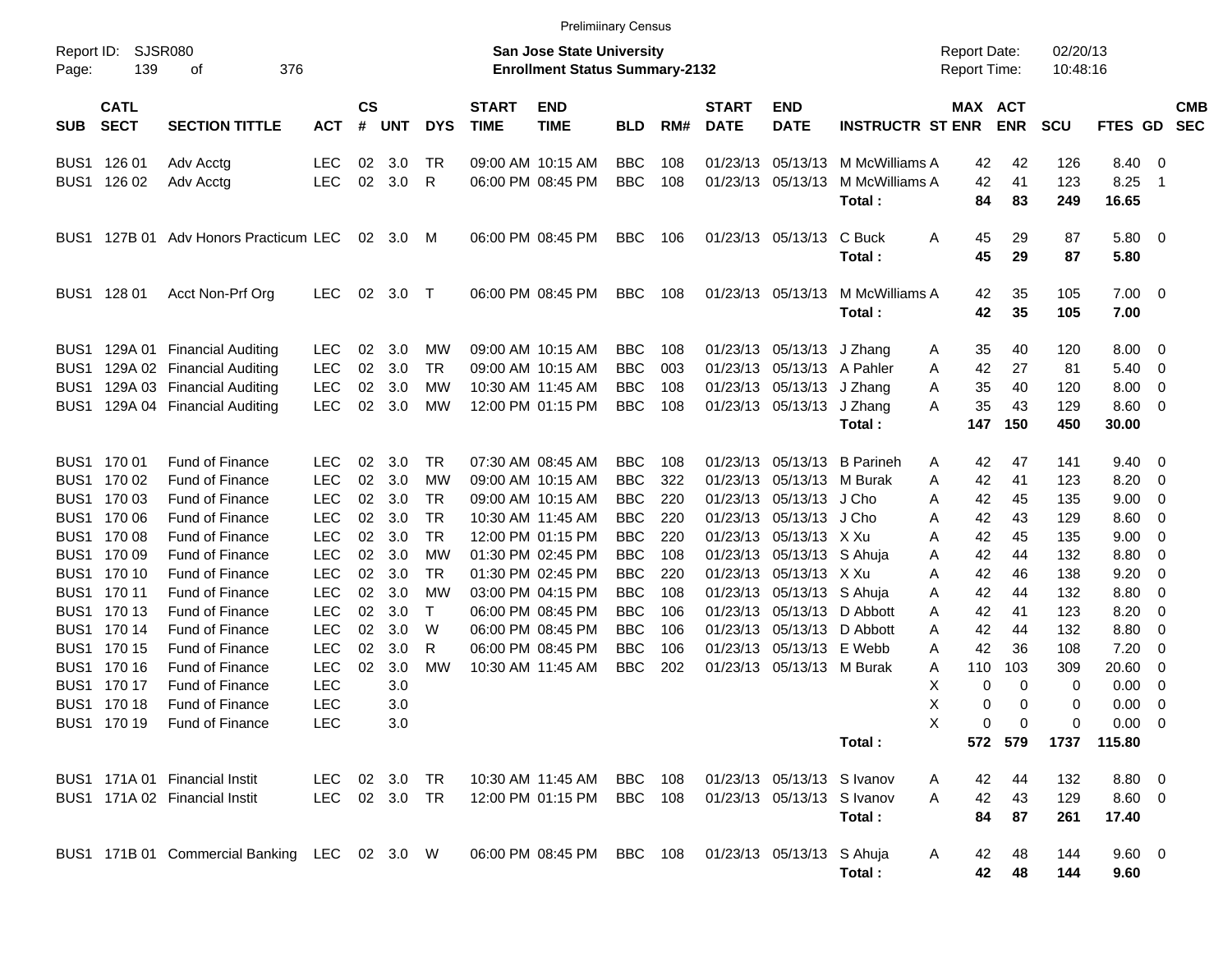Prelimiinary Census

Report ID: SJSR080
Page: 139 of 376

**San Jose State University**
**Enrollment Status Summary-2132**

Report Date: 02/20/13
Report Time: 10:48:16

| SUB | CATL SECT | SECTION TITTLE | ACT | CS # | UNT | DYS | START TIME | END TIME | BLD | RM# | START DATE | END DATE | INSTRUCTR | ST | MAX ENR | ACT ENR | SCU | FTES | GD | CMB SEC |
|---|---|---|---|---|---|---|---|---|---|---|---|---|---|---|---|---|---|---|---|---|
| BUS1 | 126 01 | Adv Acctg | LEC | 02 | 3.0 | TR | 09:00 AM | 10:15 AM | BBC | 108 | 01/23/13 | 05/13/13 | M McWilliams | A | 42 | 42 | 126 | 8.40 | 0 | |
| BUS1 | 126 02 | Adv Acctg | LEC | 02 | 3.0 | R | 06:00 PM | 08:45 PM | BBC | 108 | 01/23/13 | 05/13/13 | M McWilliams | A | 42 | 41 | 123 | 8.25 | 1 | |
| | | | | | | | | | | | | | **Total :** | | **84** | **83** | **249** | **16.65** | | |
| BUS1 | 127B 01 | Adv Honors Practicum | LEC | 02 | 3.0 | M | 06:00 PM | 08:45 PM | BBC | 106 | 01/23/13 | 05/13/13 | C Buck | A | 45 | 29 | 87 | 5.80 | 0 | |
| | | | | | | | | | | | | | **Total :** | | **45** | **29** | **87** | **5.80** | | |
| BUS1 | 128 01 | Acct Non-Prf Org | LEC | 02 | 3.0 | T | 06:00 PM | 08:45 PM | BBC | 108 | 01/23/13 | 05/13/13 | M McWilliams | A | 42 | 35 | 105 | 7.00 | 0 | |
| | | | | | | | | | | | | | **Total :** | | **42** | **35** | **105** | **7.00** | | |
| BUS1 | 129A 01 | Financial Auditing | LEC | 02 | 3.0 | MW | 09:00 AM | 10:15 AM | BBC | 108 | 01/23/13 | 05/13/13 | J Zhang | A | 35 | 40 | 120 | 8.00 | 0 | |
| BUS1 | 129A 02 | Financial Auditing | LEC | 02 | 3.0 | TR | 09:00 AM | 10:15 AM | BBC | 003 | 01/23/13 | 05/13/13 | A Pahler | A | 42 | 27 | 81 | 5.40 | 0 | |
| BUS1 | 129A 03 | Financial Auditing | LEC | 02 | 3.0 | MW | 10:30 AM | 11:45 AM | BBC | 108 | 01/23/13 | 05/13/13 | J Zhang | A | 35 | 40 | 120 | 8.00 | 0 | |
| BUS1 | 129A 04 | Financial Auditing | LEC | 02 | 3.0 | MW | 12:00 PM | 01:15 PM | BBC | 108 | 01/23/13 | 05/13/13 | J Zhang | A | 35 | 43 | 129 | 8.60 | 0 | |
| | | | | | | | | | | | | | **Total :** | | **147** | **150** | **450** | **30.00** | | |
| BUS1 | 170 01 | Fund of Finance | LEC | 02 | 3.0 | TR | 07:30 AM | 08:45 AM | BBC | 108 | 01/23/13 | 05/13/13 | B Parineh | A | 42 | 47 | 141 | 9.40 | 0 | |
| BUS1 | 170 02 | Fund of Finance | LEC | 02 | 3.0 | MW | 09:00 AM | 10:15 AM | BBC | 322 | 01/23/13 | 05/13/13 | M Burak | A | 42 | 41 | 123 | 8.20 | 0 | |
| BUS1 | 170 03 | Fund of Finance | LEC | 02 | 3.0 | TR | 09:00 AM | 10:15 AM | BBC | 220 | 01/23/13 | 05/13/13 | J Cho | A | 42 | 45 | 135 | 9.00 | 0 | |
| BUS1 | 170 06 | Fund of Finance | LEC | 02 | 3.0 | TR | 10:30 AM | 11:45 AM | BBC | 220 | 01/23/13 | 05/13/13 | J Cho | A | 42 | 43 | 129 | 8.60 | 0 | |
| BUS1 | 170 08 | Fund of Finance | LEC | 02 | 3.0 | TR | 12:00 PM | 01:15 PM | BBC | 220 | 01/23/13 | 05/13/13 | X Xu | A | 42 | 45 | 135 | 9.00 | 0 | |
| BUS1 | 170 09 | Fund of Finance | LEC | 02 | 3.0 | MW | 01:30 PM | 02:45 PM | BBC | 108 | 01/23/13 | 05/13/13 | S Ahuja | A | 42 | 44 | 132 | 8.80 | 0 | |
| BUS1 | 170 10 | Fund of Finance | LEC | 02 | 3.0 | TR | 01:30 PM | 02:45 PM | BBC | 220 | 01/23/13 | 05/13/13 | X Xu | A | 42 | 46 | 138 | 9.20 | 0 | |
| BUS1 | 170 11 | Fund of Finance | LEC | 02 | 3.0 | MW | 03:00 PM | 04:15 PM | BBC | 108 | 01/23/13 | 05/13/13 | S Ahuja | A | 42 | 44 | 132 | 8.80 | 0 | |
| BUS1 | 170 13 | Fund of Finance | LEC | 02 | 3.0 | T | 06:00 PM | 08:45 PM | BBC | 106 | 01/23/13 | 05/13/13 | D Abbott | A | 42 | 41 | 123 | 8.20 | 0 | |
| BUS1 | 170 14 | Fund of Finance | LEC | 02 | 3.0 | W | 06:00 PM | 08:45 PM | BBC | 106 | 01/23/13 | 05/13/13 | D Abbott | A | 42 | 44 | 132 | 8.80 | 0 | |
| BUS1 | 170 15 | Fund of Finance | LEC | 02 | 3.0 | R | 06:00 PM | 08:45 PM | BBC | 106 | 01/23/13 | 05/13/13 | E Webb | A | 42 | 36 | 108 | 7.20 | 0 | |
| BUS1 | 170 16 | Fund of Finance | LEC | 02 | 3.0 | MW | 10:30 AM | 11:45 AM | BBC | 202 | 01/23/13 | 05/13/13 | M Burak | A | 110 | 103 | 309 | 20.60 | 0 | |
| BUS1 | 170 17 | Fund of Finance | LEC | | 3.0 | | | | | | | | | X | 0 | 0 | 0 | 0.00 | 0 | |
| BUS1 | 170 18 | Fund of Finance | LEC | | 3.0 | | | | | | | | | X | 0 | 0 | 0 | 0.00 | 0 | |
| BUS1 | 170 19 | Fund of Finance | LEC | | 3.0 | | | | | | | | | X | 0 | 0 | 0 | 0.00 | 0 | |
| | | | | | | | | | | | | | **Total :** | | **572** | **579** | **1737** | **115.80** | | |
| BUS1 | 171A 01 | Financial Instit | LEC | 02 | 3.0 | TR | 10:30 AM | 11:45 AM | BBC | 108 | 01/23/13 | 05/13/13 | S Ivanov | A | 42 | 44 | 132 | 8.80 | 0 | |
| BUS1 | 171A 02 | Financial Instit | LEC | 02 | 3.0 | TR | 12:00 PM | 01:15 PM | BBC | 108 | 01/23/13 | 05/13/13 | S Ivanov | A | 42 | 43 | 129 | 8.60 | 0 | |
| | | | | | | | | | | | | | **Total :** | | **84** | **87** | **261** | **17.40** | | |
| BUS1 | 171B 01 | Commercial Banking | LEC | 02 | 3.0 | W | 06:00 PM | 08:45 PM | BBC | 108 | 01/23/13 | 05/13/13 | S Ahuja | A | 42 | 48 | 144 | 9.60 | 0 | |
| | | | | | | | | | | | | | **Total :** | | **42** | **48** | **144** | **9.60** | | |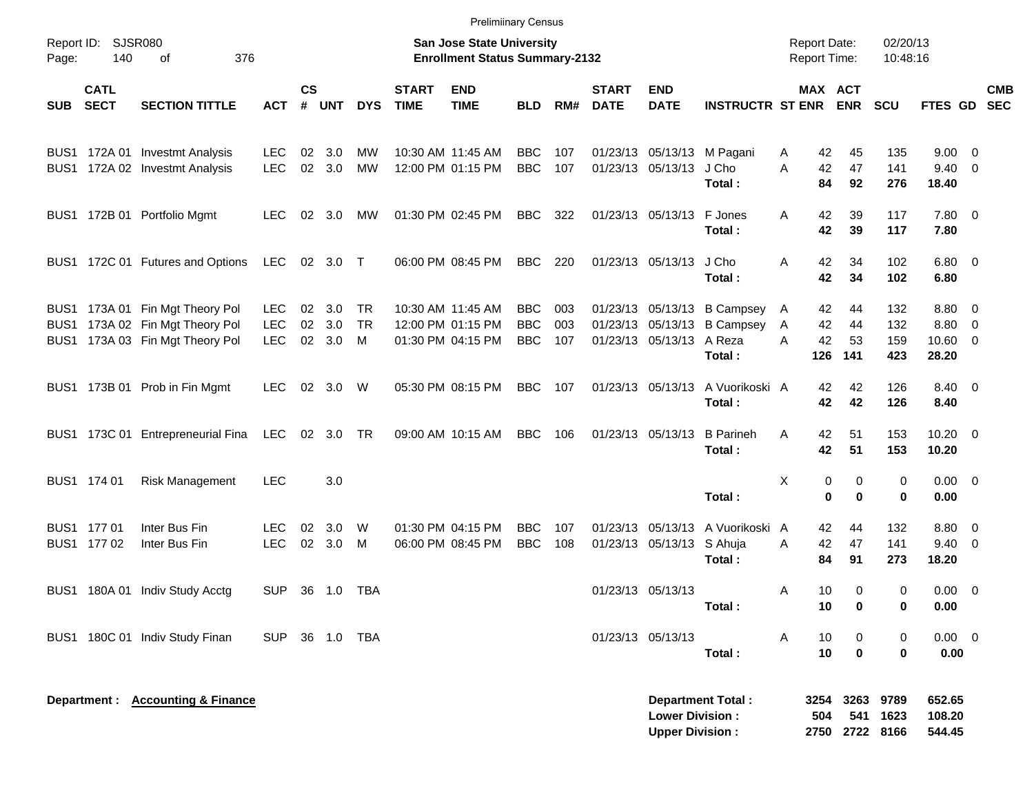Preliminary Census

Report ID: SJSR080

**San Jose State University**
**Enrollment Status Summary-2132**

Report Date: 02/20/13
Report Time: 10:48:16

| SUB | CATL SECT | SECTION TITTLE | ACT | CS # | UNT | DYS | START TIME | END TIME | BLD | RM# | START DATE | END DATE | INSTRUCTR | ST | MAX ENR | ACT ENR | SCU | FTES | GD | CMB SEC |
|---|---|---|---|---|---|---|---|---|---|---|---|---|---|---|---|---|---|---|---|---|
| BUS1 | 172A 01 | Investmt Analysis | LEC | 02 | 3.0 | MW | 10:30 AM | 11:45 AM | BBC | 107 | 01/23/13 | 05/13/13 | M Pagani | A | 42 | 45 | 135 | 9.00 | 0 | |
| BUS1 | 172A 02 | Investmt Analysis | LEC | 02 | 3.0 | MW | 12:00 PM | 01:15 PM | BBC | 107 | 01/23/13 | 05/13/13 | J Cho | A | 42 | 47 | 141 | 9.40 | 0 | |
| | | | | | | | | | | | | | **Total :** | | **84** | **92** | **276** | **18.40** | | |
| BUS1 | 172B 01 | Portfolio Mgmt | LEC | 02 | 3.0 | MW | 01:30 PM | 02:45 PM | BBC | 322 | 01/23/13 | 05/13/13 | F Jones | A | 42 | 39 | 117 | 7.80 | 0 | |
| | | | | | | | | | | | | | **Total :** | | **42** | **39** | **117** | **7.80** | | |
| BUS1 | 172C 01 | Futures and Options | LEC | 02 | 3.0 | T | 06:00 PM | 08:45 PM | BBC | 220 | 01/23/13 | 05/13/13 | J Cho | A | 42 | 34 | 102 | 6.80 | 0 | |
| | | | | | | | | | | | | | **Total :** | | **42** | **34** | **102** | **6.80** | | |
| BUS1 | 173A 01 | Fin Mgt Theory Pol | LEC | 02 | 3.0 | TR | 10:30 AM | 11:45 AM | BBC | 003 | 01/23/13 | 05/13/13 | B Campsey | A | 42 | 44 | 132 | 8.80 | 0 | |
| BUS1 | 173A 02 | Fin Mgt Theory Pol | LEC | 02 | 3.0 | TR | 12:00 PM | 01:15 PM | BBC | 003 | 01/23/13 | 05/13/13 | B Campsey | A | 42 | 44 | 132 | 8.80 | 0 | |
| BUS1 | 173A 03 | Fin Mgt Theory Pol | LEC | 02 | 3.0 | M | 01:30 PM | 04:15 PM | BBC | 107 | 01/23/13 | 05/13/13 | A Reza | A | 42 | 53 | 159 | 10.60 | 0 | |
| | | | | | | | | | | | | | **Total :** | | **126** | **141** | **423** | **28.20** | | |
| BUS1 | 173B 01 | Prob in Fin Mgmt | LEC | 02 | 3.0 | W | 05:30 PM | 08:15 PM | BBC | 107 | 01/23/13 | 05/13/13 | A Vuorikoski | A | 42 | 42 | 126 | 8.40 | 0 | |
| | | | | | | | | | | | | | **Total :** | | **42** | **42** | **126** | **8.40** | | |
| BUS1 | 173C 01 | Entrepreneurial Fina | LEC | 02 | 3.0 | TR | 09:00 AM | 10:15 AM | BBC | 106 | 01/23/13 | 05/13/13 | B Parineh | A | 42 | 51 | 153 | 10.20 | 0 | |
| | | | | | | | | | | | | | **Total :** | | **42** | **51** | **153** | **10.20** | | |
| BUS1 | 174 01 | Risk Management | LEC | | 3.0 | | | | | | | | | X | 0 | 0 | 0 | 0.00 | 0 | |
| | | | | | | | | | | | | | **Total :** | | **0** | **0** | **0** | **0.00** | | |
| BUS1 | 177 01 | Inter Bus Fin | LEC | 02 | 3.0 | W | 01:30 PM | 04:15 PM | BBC | 107 | 01/23/13 | 05/13/13 | A Vuorikoski | A | 42 | 44 | 132 | 8.80 | 0 | |
| BUS1 | 177 02 | Inter Bus Fin | LEC | 02 | 3.0 | M | 06:00 PM | 08:45 PM | BBC | 108 | 01/23/13 | 05/13/13 | S Ahuja | A | 42 | 47 | 141 | 9.40 | 0 | |
| | | | | | | | | | | | | | **Total :** | | **84** | **91** | **273** | **18.20** | | |
| BUS1 | 180A 01 | Indiv Study Acctg | SUP | 36 | 1.0 | TBA | | | | | 01/23/13 | 05/13/13 | | A | 10 | 0 | 0 | 0.00 | 0 | |
| | | | | | | | | | | | | | **Total :** | | **10** | **0** | **0** | **0.00** | | |
| BUS1 | 180C 01 | Indiv Study Finan | SUP | 36 | 1.0 | TBA | | | | | 01/23/13 | 05/13/13 | | A | 10 | 0 | 0 | 0.00 | 0 | |
| | | | | | | | | | | | | | **Total :** | | **10** | **0** | **0** | **0.00** | | |

**Department : Accounting & Finance**

| | MAX ENR | ACT ENR | SCU | FTES |
|---|---|---|---|---|
| **Department Total :** | **3254** | **3263** | **9789** | **652.65** |
| **Lower Division :** | **504** | **541** | **1623** | **108.20** |
| **Upper Division :** | **2750** | **2722** | **8166** | **544.45** |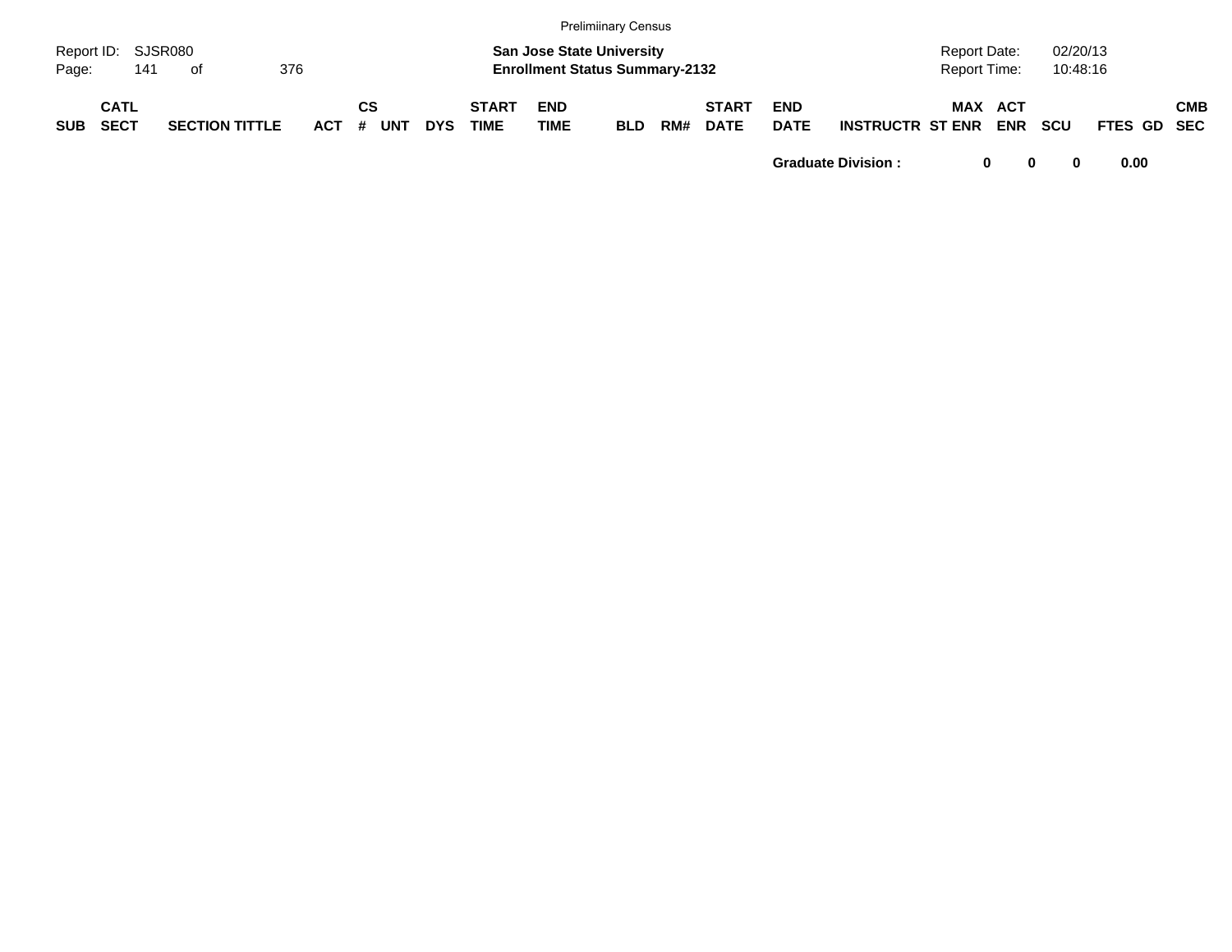| SUB | CATL SECT | SECTION TITTLE | ACT | CS # | UNT | DYS | START TIME | END TIME | BLD | RM# | START DATE | END DATE | INSTRUCTR | ST | MAX ENR | ACT ENR | SCU | FTES | GD | CMB SEC |
|---|---|---|---|---|---|---|---|---|---|---|---|---|---|---|---|---|---|---|---|---|
| | | | | | | | | | | | | **Graduate Division :** | | | **0** | **0** | **0** | **0.00** | | |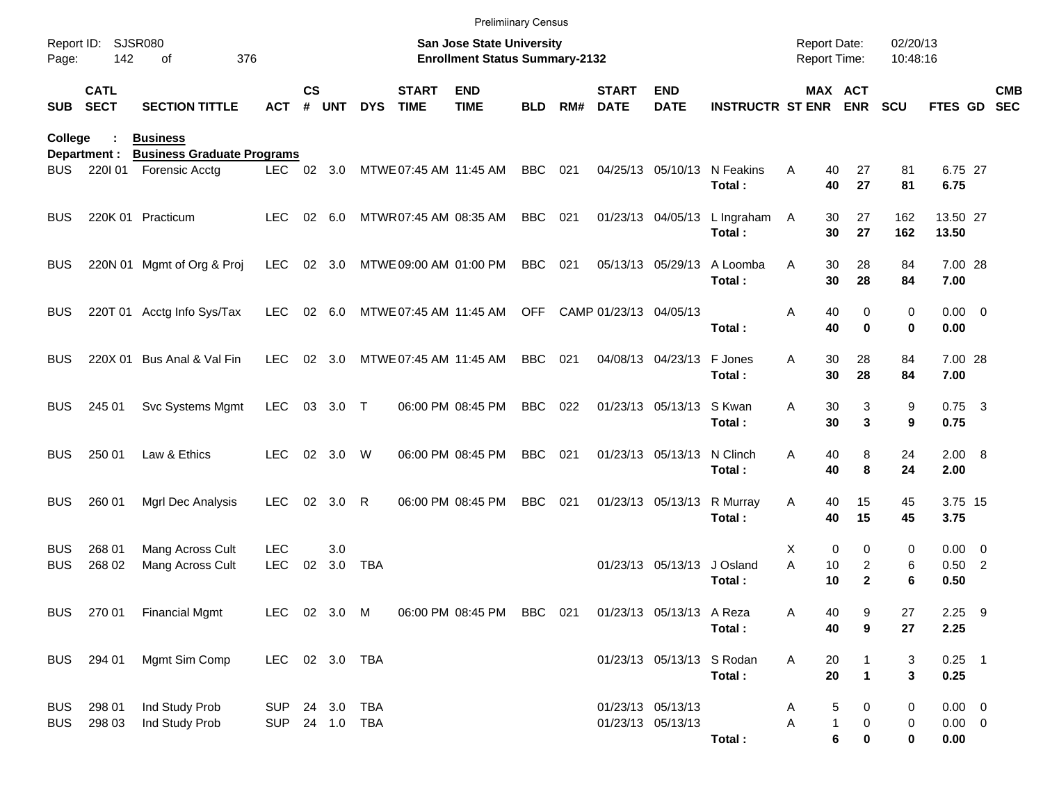Preliminary Census

Report ID: SJSR080

**San Jose State University**
**Enrollment Status Summary-2132**

Report Date: 02/20/13
Report Time: 10:48:16

**College : Business**
**Department : Business Graduate Programs**

| SUB | CATL SECT | SECTION TITTLE | ACT | CS # | UNT | DYS | START TIME | END TIME | BLD | RM# | START DATE | END DATE | INSTRUCTR | ST | MAX ENR | ACT ENR | SCU | FTES | GD | CMB SEC |
|---|---|---|---|---|---|---|---|---|---|---|---|---|---|---|---|---|---|---|---|---|
| BUS | 220I 01 | Forensic Acctg | LEC | 02 | 3.0 | MTWE | 07:45 AM | 11:45 AM | BBC | 021 | 04/25/13 | 05/10/13 | N Feakins | A | 40 | 27 | 81 | 6.75 | 27 | |
| | | | | | | | | | | | | | **Total :** | | **40** | **27** | **81** | **6.75** | | |
| BUS | 220K 01 | Practicum | LEC | 02 | 6.0 | MTWR | 07:45 AM | 08:35 AM | BBC | 021 | 01/23/13 | 04/05/13 | L Ingraham | A | 30 | 27 | 162 | 13.50 | 27 | |
| | | | | | | | | | | | | | **Total :** | | **30** | **27** | **162** | **13.50** | | |
| BUS | 220N 01 | Mgmt of Org & Proj | LEC | 02 | 3.0 | MTWE | 09:00 AM | 01:00 PM | BBC | 021 | 05/13/13 | 05/29/13 | A Loomba | A | 30 | 28 | 84 | 7.00 | 28 | |
| | | | | | | | | | | | | | **Total :** | | **30** | **28** | **84** | **7.00** | | |
| BUS | 220T 01 | Acctg Info Sys/Tax | LEC | 02 | 6.0 | MTWE | 07:45 AM | 11:45 AM | OFF | CAMP | 01/23/13 | 04/05/13 | | A | 40 | 0 | 0 | 0.00 | 0 | |
| | | | | | | | | | | | | | **Total :** | | **40** | **0** | **0** | **0.00** | | |
| BUS | 220X 01 | Bus Anal & Val Fin | LEC | 02 | 3.0 | MTWE | 07:45 AM | 11:45 AM | BBC | 021 | 04/08/13 | 04/23/13 | F Jones | A | 30 | 28 | 84 | 7.00 | 28 | |
| | | | | | | | | | | | | | **Total :** | | **30** | **28** | **84** | **7.00** | | |
| BUS | 245 01 | Svc Systems Mgmt | LEC | 03 | 3.0 | T | 06:00 PM | 08:45 PM | BBC | 022 | 01/23/13 | 05/13/13 | S Kwan | A | 30 | 3 | 9 | 0.75 | 3 | |
| | | | | | | | | | | | | | **Total :** | | **30** | **3** | **9** | **0.75** | | |
| BUS | 250 01 | Law & Ethics | LEC | 02 | 3.0 | W | 06:00 PM | 08:45 PM | BBC | 021 | 01/23/13 | 05/13/13 | N Clinch | A | 40 | 8 | 24 | 2.00 | 8 | |
| | | | | | | | | | | | | | **Total :** | | **40** | **8** | **24** | **2.00** | | |
| BUS | 260 01 | Mgrl Dec Analysis | LEC | 02 | 3.0 | R | 06:00 PM | 08:45 PM | BBC | 021 | 01/23/13 | 05/13/13 | R Murray | A | 40 | 15 | 45 | 3.75 | 15 | |
| | | | | | | | | | | | | | **Total :** | | **40** | **15** | **45** | **3.75** | | |
| BUS | 268 01 | Mang Across Cult | LEC | | 3.0 | | | | | | | | | X | 0 | 0 | 0 | 0.00 | 0 | |
| BUS | 268 02 | Mang Across Cult | LEC | 02 | 3.0 | TBA | | | | | 01/23/13 | 05/13/13 | J Osland | A | 10 | 2 | 6 | 0.50 | 2 | |
| | | | | | | | | | | | | | **Total :** | | **10** | **2** | **6** | **0.50** | | |
| BUS | 270 01 | Financial Mgmt | LEC | 02 | 3.0 | M | 06:00 PM | 08:45 PM | BBC | 021 | 01/23/13 | 05/13/13 | A Reza | A | 40 | 9 | 27 | 2.25 | 9 | |
| | | | | | | | | | | | | | **Total :** | | **40** | **9** | **27** | **2.25** | | |
| BUS | 294 01 | Mgmt Sim Comp | LEC | 02 | 3.0 | TBA | | | | | 01/23/13 | 05/13/13 | S Rodan | A | 20 | 1 | 3 | 0.25 | 1 | |
| | | | | | | | | | | | | | **Total :** | | **20** | **1** | **3** | **0.25** | | |
| BUS | 298 01 | Ind Study Prob | SUP | 24 | 3.0 | TBA | | | | | 01/23/13 | 05/13/13 | | A | 5 | 0 | 0 | 0.00 | 0 | |
| BUS | 298 03 | Ind Study Prob | SUP | 24 | 1.0 | TBA | | | | | 01/23/13 | 05/13/13 | | A | 1 | 0 | 0 | 0.00 | 0 | |
| | | | | | | | | | | | | | **Total :** | | **6** | **0** | **0** | **0.00** | | |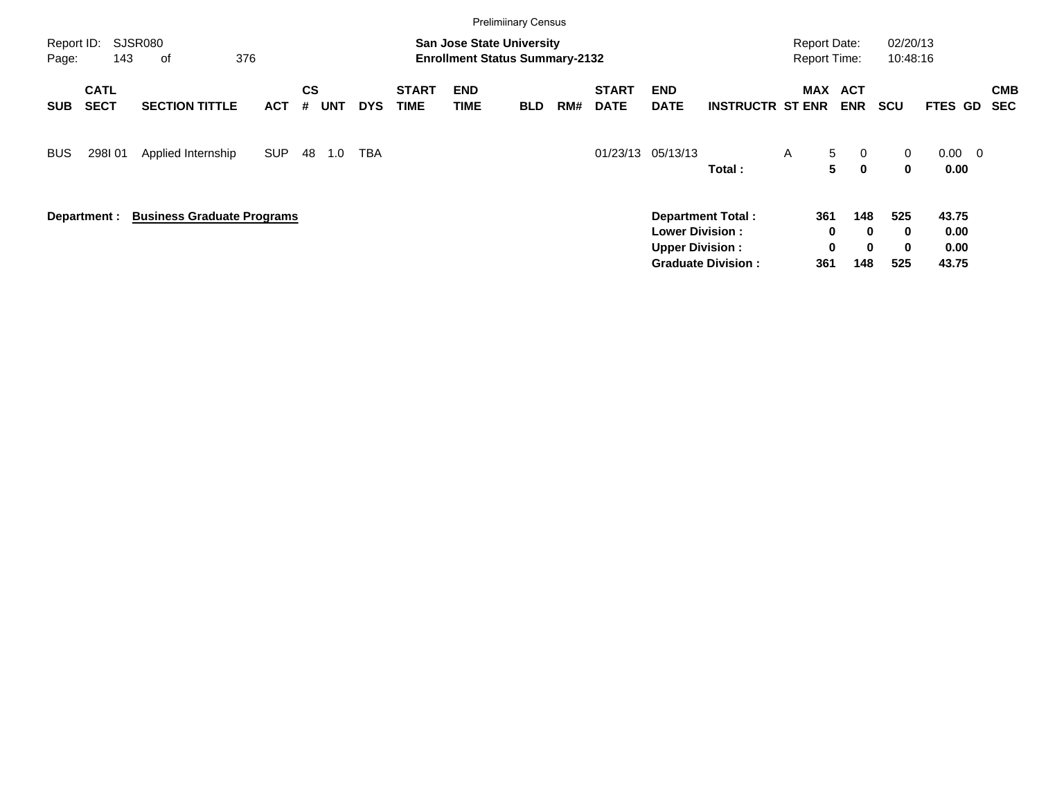Prelimiinary Census

Report ID: SJSR080
Page: 143 of 376

**San Jose State University**
**Enrollment Status Summary-2132**

Report Date: 02/20/13
Report Time: 10:48:16

| SUB | CATL SECT | SECTION TITTLE | ACT | CS # | UNT | DYS | START TIME | END TIME | BLD | RM# | START DATE | END DATE | INSTRUCTR | ST | MAX ENR | ACT ENR | SCU | FTES | GD | CMB SEC |
|---|---|---|---|---|---|---|---|---|---|---|---|---|---|---|---|---|---|---|---|---|
| BUS | 298I 01 | Applied Internship | SUP | 48 | 1.0 | TBA | | | | | 01/23/13 | 05/13/13 | | A | 5 | 0 | 0 | 0.00 | 0 | |
| | | | | | | | | | | | | | **Total :** | | **5** | **0** | **0** | **0.00** | | |

**Department : Business Graduate Programs**

| | MAX ENR | ACT ENR | SCU | FTES |
|---|---|---|---|---|
| **Department Total :** | **361** | **148** | **525** | **43.75** |
| **Lower Division :** | **0** | **0** | **0** | **0.00** |
| **Upper Division :** | **0** | **0** | **0** | **0.00** |
| **Graduate Division :** | **361** | **148** | **525** | **43.75** |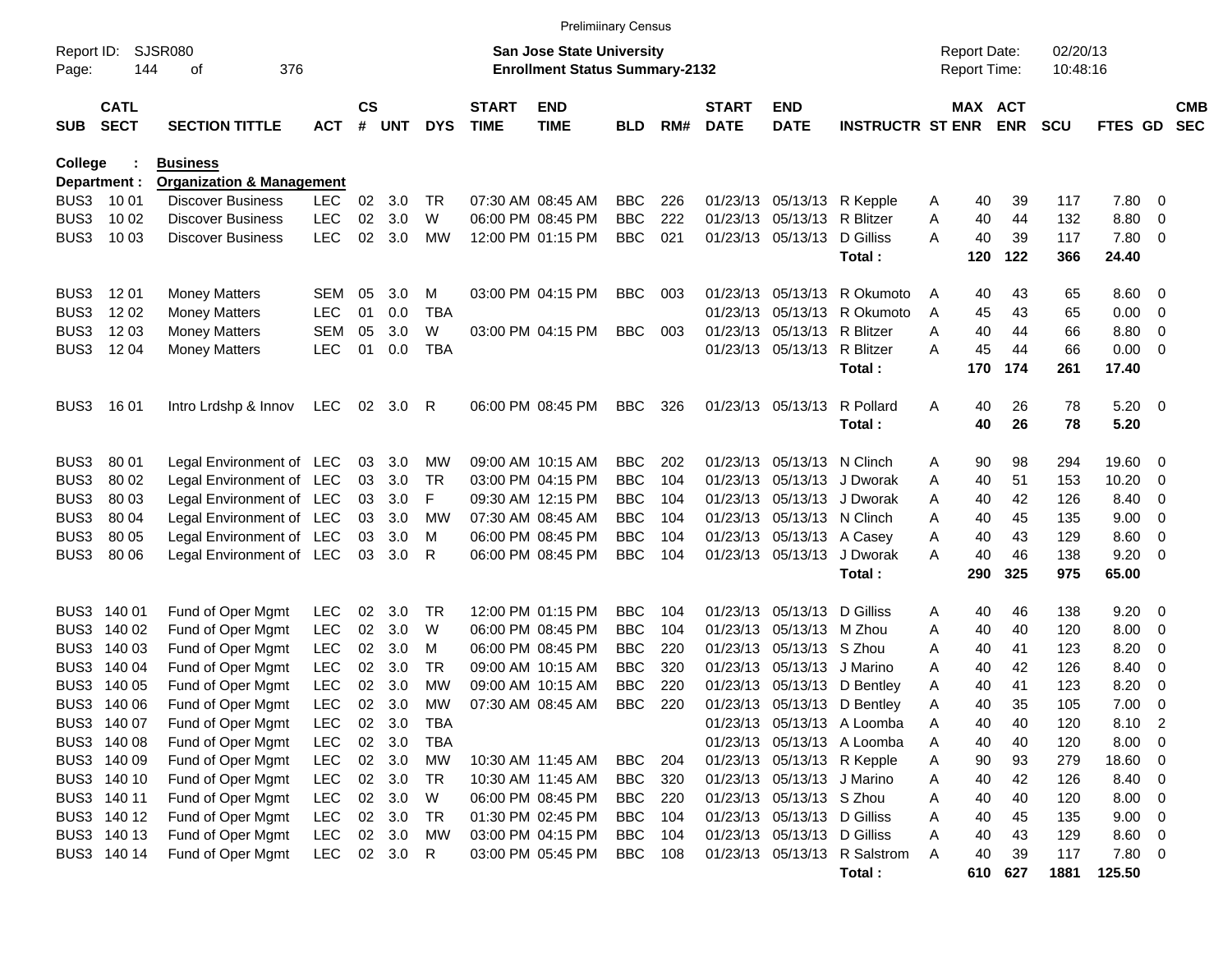Preliminary Census

Report ID: SJSR080
Page: 144 of 376

**San Jose State University**
**Enrollment Status Summary-2132**

Report Date: 02/20/13
Report Time: 10:48:16

**College : Business**
**Department : Organization & Management**

| SUB | CATL SECT | SECTION TITTLE | ACT | CS # | UNT | DYS | START TIME | END TIME | BLD | RM# | START DATE | END DATE | INSTRUCTR | ST | MAX ENR | ACT ENR | SCU | FTES | GD | CMB SEC |
|---|---|---|---|---|---|---|---|---|---|---|---|---|---|---|---|---|---|---|---|---|
| BUS3 | 10 01 | Discover Business | LEC | 02 | 3.0 | TR | 07:30 AM | 08:45 AM | BBC | 226 | 01/23/13 | 05/13/13 | R Kepple | A | 40 | 39 | 117 | 7.80 | 0 | |
| BUS3 | 10 02 | Discover Business | LEC | 02 | 3.0 | W | 06:00 PM | 08:45 PM | BBC | 222 | 01/23/13 | 05/13/13 | R Blitzer | A | 40 | 44 | 132 | 8.80 | 0 | |
| BUS3 | 10 03 | Discover Business | LEC | 02 | 3.0 | MW | 12:00 PM | 01:15 PM | BBC | 021 | 01/23/13 | 05/13/13 | D Gilliss | A | 40 | 39 | 117 | 7.80 | 0 | |
| | | | | | | | | | | | | | **Total :** | | **120** | **122** | **366** | **24.40** | | |
| BUS3 | 12 01 | Money Matters | SEM | 05 | 3.0 | M | 03:00 PM | 04:15 PM | BBC | 003 | 01/23/13 | 05/13/13 | R Okumoto | A | 40 | 43 | 65 | 8.60 | 0 | |
| BUS3 | 12 02 | Money Matters | LEC | 01 | 0.0 | TBA | | | | | 01/23/13 | 05/13/13 | R Okumoto | A | 45 | 43 | 65 | 0.00 | 0 | |
| BUS3 | 12 03 | Money Matters | SEM | 05 | 3.0 | W | 03:00 PM | 04:15 PM | BBC | 003 | 01/23/13 | 05/13/13 | R Blitzer | A | 40 | 44 | 66 | 8.80 | 0 | |
| BUS3 | 12 04 | Money Matters | LEC | 01 | 0.0 | TBA | | | | | 01/23/13 | 05/13/13 | R Blitzer | A | 45 | 44 | 66 | 0.00 | 0 | |
| | | | | | | | | | | | | | **Total :** | | **170** | **174** | **261** | **17.40** | | |
| BUS3 | 16 01 | Intro Lrdshp & Innov | LEC | 02 | 3.0 | R | 06:00 PM | 08:45 PM | BBC | 326 | 01/23/13 | 05/13/13 | R Pollard | A | 40 | 26 | 78 | 5.20 | 0 | |
| | | | | | | | | | | | | | **Total :** | | **40** | **26** | **78** | **5.20** | | |
| BUS3 | 80 01 | Legal Environment of | LEC | 03 | 3.0 | MW | 09:00 AM | 10:15 AM | BBC | 202 | 01/23/13 | 05/13/13 | N Clinch | A | 90 | 98 | 294 | 19.60 | 0 | |
| BUS3 | 80 02 | Legal Environment of | LEC | 03 | 3.0 | TR | 03:00 PM | 04:15 PM | BBC | 104 | 01/23/13 | 05/13/13 | J Dworak | A | 40 | 51 | 153 | 10.20 | 0 | |
| BUS3 | 80 03 | Legal Environment of | LEC | 03 | 3.0 | F | 09:30 AM | 12:15 PM | BBC | 104 | 01/23/13 | 05/13/13 | J Dworak | A | 40 | 42 | 126 | 8.40 | 0 | |
| BUS3 | 80 04 | Legal Environment of | LEC | 03 | 3.0 | MW | 07:30 AM | 08:45 AM | BBC | 104 | 01/23/13 | 05/13/13 | N Clinch | A | 40 | 45 | 135 | 9.00 | 0 | |
| BUS3 | 80 05 | Legal Environment of | LEC | 03 | 3.0 | M | 06:00 PM | 08:45 PM | BBC | 104 | 01/23/13 | 05/13/13 | A Casey | A | 40 | 43 | 129 | 8.60 | 0 | |
| BUS3 | 80 06 | Legal Environment of | LEC | 03 | 3.0 | R | 06:00 PM | 08:45 PM | BBC | 104 | 01/23/13 | 05/13/13 | J Dworak | A | 40 | 46 | 138 | 9.20 | 0 | |
| | | | | | | | | | | | | | **Total :** | | **290** | **325** | **975** | **65.00** | | |
| BUS3 | 140 01 | Fund of Oper Mgmt | LEC | 02 | 3.0 | TR | 12:00 PM | 01:15 PM | BBC | 104 | 01/23/13 | 05/13/13 | D Gilliss | A | 40 | 46 | 138 | 9.20 | 0 | |
| BUS3 | 140 02 | Fund of Oper Mgmt | LEC | 02 | 3.0 | W | 06:00 PM | 08:45 PM | BBC | 104 | 01/23/13 | 05/13/13 | M Zhou | A | 40 | 40 | 120 | 8.00 | 0 | |
| BUS3 | 140 03 | Fund of Oper Mgmt | LEC | 02 | 3.0 | M | 06:00 PM | 08:45 PM | BBC | 220 | 01/23/13 | 05/13/13 | S Zhou | A | 40 | 41 | 123 | 8.20 | 0 | |
| BUS3 | 140 04 | Fund of Oper Mgmt | LEC | 02 | 3.0 | TR | 09:00 AM | 10:15 AM | BBC | 320 | 01/23/13 | 05/13/13 | J Marino | A | 40 | 42 | 126 | 8.40 | 0 | |
| BUS3 | 140 05 | Fund of Oper Mgmt | LEC | 02 | 3.0 | MW | 09:00 AM | 10:15 AM | BBC | 220 | 01/23/13 | 05/13/13 | D Bentley | A | 40 | 41 | 123 | 8.20 | 0 | |
| BUS3 | 140 06 | Fund of Oper Mgmt | LEC | 02 | 3.0 | MW | 07:30 AM | 08:45 AM | BBC | 220 | 01/23/13 | 05/13/13 | D Bentley | A | 40 | 35 | 105 | 7.00 | 0 | |
| BUS3 | 140 07 | Fund of Oper Mgmt | LEC | 02 | 3.0 | TBA | | | | | 01/23/13 | 05/13/13 | A Loomba | A | 40 | 40 | 120 | 8.10 | 2 | |
| BUS3 | 140 08 | Fund of Oper Mgmt | LEC | 02 | 3.0 | TBA | | | | | 01/23/13 | 05/13/13 | A Loomba | A | 40 | 40 | 120 | 8.00 | 0 | |
| BUS3 | 140 09 | Fund of Oper Mgmt | LEC | 02 | 3.0 | MW | 10:30 AM | 11:45 AM | BBC | 204 | 01/23/13 | 05/13/13 | R Kepple | A | 90 | 93 | 279 | 18.60 | 0 | |
| BUS3 | 140 10 | Fund of Oper Mgmt | LEC | 02 | 3.0 | TR | 10:30 AM | 11:45 AM | BBC | 320 | 01/23/13 | 05/13/13 | J Marino | A | 40 | 42 | 126 | 8.40 | 0 | |
| BUS3 | 140 11 | Fund of Oper Mgmt | LEC | 02 | 3.0 | W | 06:00 PM | 08:45 PM | BBC | 220 | 01/23/13 | 05/13/13 | S Zhou | A | 40 | 40 | 120 | 8.00 | 0 | |
| BUS3 | 140 12 | Fund of Oper Mgmt | LEC | 02 | 3.0 | TR | 01:30 PM | 02:45 PM | BBC | 104 | 01/23/13 | 05/13/13 | D Gilliss | A | 40 | 45 | 135 | 9.00 | 0 | |
| BUS3 | 140 13 | Fund of Oper Mgmt | LEC | 02 | 3.0 | MW | 03:00 PM | 04:15 PM | BBC | 104 | 01/23/13 | 05/13/13 | D Gilliss | A | 40 | 43 | 129 | 8.60 | 0 | |
| BUS3 | 140 14 | Fund of Oper Mgmt | LEC | 02 | 3.0 | R | 03:00 PM | 05:45 PM | BBC | 108 | 01/23/13 | 05/13/13 | R Salstrom | A | 40 | 39 | 117 | 7.80 | 0 | |
| | | | | | | | | | | | | | **Total :** | | **610** | **627** | **1881** | **125.50** | | |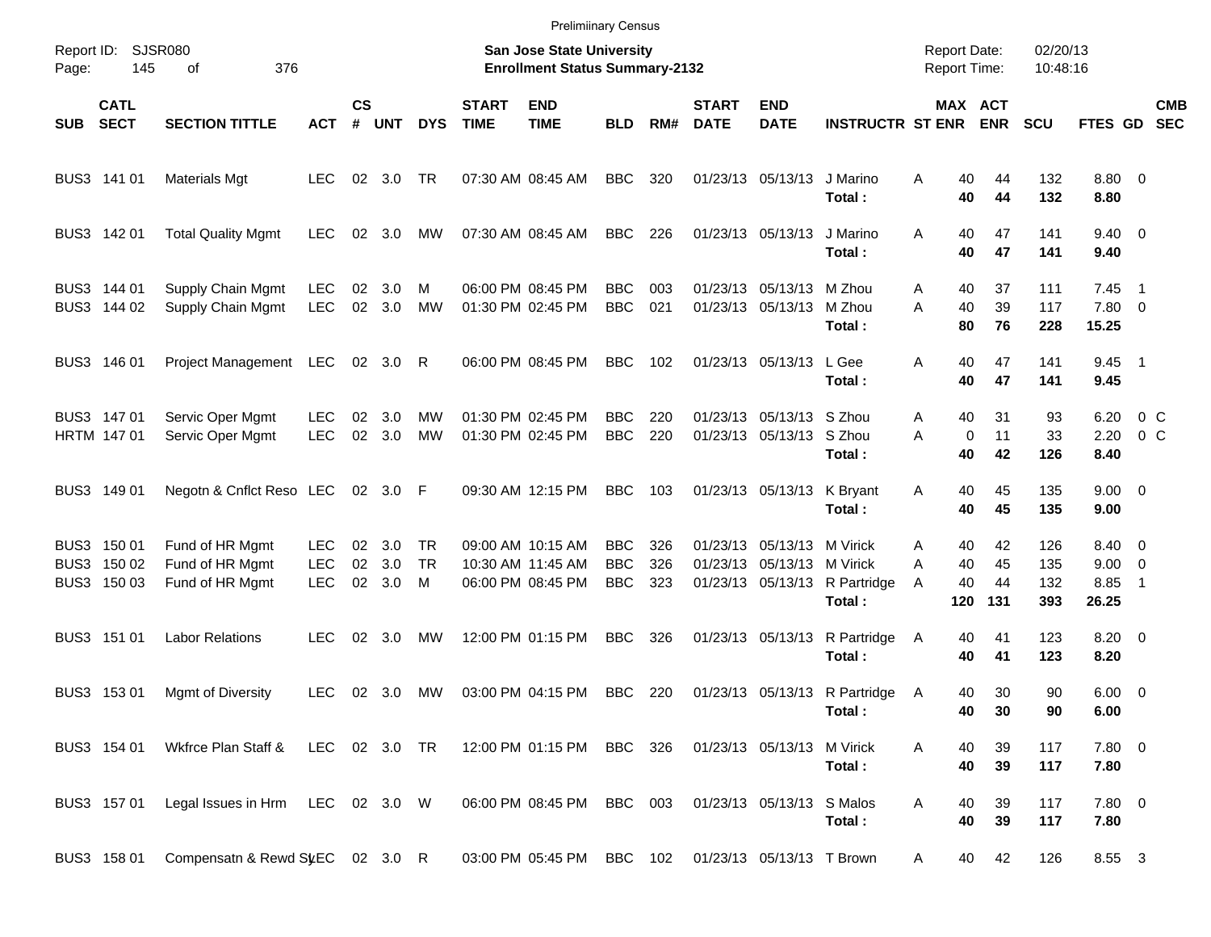Prelimiinary Census

Report ID: SJSR080
Page: 145 of 376

**San Jose State University**
**Enrollment Status Summary-2132**

Report Date: 02/20/13
Report Time: 10:48:16

| SUB | CATL SECT | SECTION TITTLE | ACT | CS # | UNT | DYS | START TIME | END TIME | BLD | RM# | START DATE | END DATE | INSTRUCTR | ST | MAX ENR | ACT ENR | SCU | FTES | GD | CMB SEC |
|---|---|---|---|---|---|---|---|---|---|---|---|---|---|---|---|---|---|---|---|---|
| BUS3 | 141 01 | Materials Mgt | LEC | 02 | 3.0 | TR | 07:30 AM | 08:45 AM | BBC | 320 | 01/23/13 | 05/13/13 | J Marino | A | 40 | 44 | 132 | 8.80 | 0 | |
| | | | | | | | | | | | | | **Total :** | | **40** | **44** | **132** | **8.80** | | |
| BUS3 | 142 01 | Total Quality Mgmt | LEC | 02 | 3.0 | MW | 07:30 AM | 08:45 AM | BBC | 226 | 01/23/13 | 05/13/13 | J Marino | A | 40 | 47 | 141 | 9.40 | 0 | |
| | | | | | | | | | | | | | **Total :** | | **40** | **47** | **141** | **9.40** | | |
| BUS3 | 144 01 | Supply Chain Mgmt | LEC | 02 | 3.0 | M | 06:00 PM | 08:45 PM | BBC | 003 | 01/23/13 | 05/13/13 | M Zhou | A | 40 | 37 | 111 | 7.45 | 1 | |
| BUS3 | 144 02 | Supply Chain Mgmt | LEC | 02 | 3.0 | MW | 01:30 PM | 02:45 PM | BBC | 021 | 01/23/13 | 05/13/13 | M Zhou | A | 40 | 39 | 117 | 7.80 | 0 | |
| | | | | | | | | | | | | | **Total :** | | **80** | **76** | **228** | **15.25** | | |
| BUS3 | 146 01 | Project Management | LEC | 02 | 3.0 | R | 06:00 PM | 08:45 PM | BBC | 102 | 01/23/13 | 05/13/13 | L Gee | A | 40 | 47 | 141 | 9.45 | 1 | |
| | | | | | | | | | | | | | **Total :** | | **40** | **47** | **141** | **9.45** | | |
| BUS3 | 147 01 | Servic Oper Mgmt | LEC | 02 | 3.0 | MW | 01:30 PM | 02:45 PM | BBC | 220 | 01/23/13 | 05/13/13 | S Zhou | A | 40 | 31 | 93 | 6.20 | 0 | C |
| HRTM | 147 01 | Servic Oper Mgmt | LEC | 02 | 3.0 | MW | 01:30 PM | 02:45 PM | BBC | 220 | 01/23/13 | 05/13/13 | S Zhou | A | 0 | 11 | 33 | 2.20 | 0 | C |
| | | | | | | | | | | | | | **Total :** | | **40** | **42** | **126** | **8.40** | | |
| BUS3 | 149 01 | Negotn & Cnflct Reso | LEC | 02 | 3.0 | F | 09:30 AM | 12:15 PM | BBC | 103 | 01/23/13 | 05/13/13 | K Bryant | A | 40 | 45 | 135 | 9.00 | 0 | |
| | | | | | | | | | | | | | **Total :** | | **40** | **45** | **135** | **9.00** | | |
| BUS3 | 150 01 | Fund of HR Mgmt | LEC | 02 | 3.0 | TR | 09:00 AM | 10:15 AM | BBC | 326 | 01/23/13 | 05/13/13 | M Virick | A | 40 | 42 | 126 | 8.40 | 0 | |
| BUS3 | 150 02 | Fund of HR Mgmt | LEC | 02 | 3.0 | TR | 10:30 AM | 11:45 AM | BBC | 326 | 01/23/13 | 05/13/13 | M Virick | A | 40 | 45 | 135 | 9.00 | 0 | |
| BUS3 | 150 03 | Fund of HR Mgmt | LEC | 02 | 3.0 | M | 06:00 PM | 08:45 PM | BBC | 323 | 01/23/13 | 05/13/13 | R Partridge | A | 40 | 44 | 132 | 8.85 | 1 | |
| | | | | | | | | | | | | | **Total :** | | **120** | **131** | **393** | **26.25** | | |
| BUS3 | 151 01 | Labor Relations | LEC | 02 | 3.0 | MW | 12:00 PM | 01:15 PM | BBC | 326 | 01/23/13 | 05/13/13 | R Partridge | A | 40 | 41 | 123 | 8.20 | 0 | |
| | | | | | | | | | | | | | **Total :** | | **40** | **41** | **123** | **8.20** | | |
| BUS3 | 153 01 | Mgmt of Diversity | LEC | 02 | 3.0 | MW | 03:00 PM | 04:15 PM | BBC | 220 | 01/23/13 | 05/13/13 | R Partridge | A | 40 | 30 | 90 | 6.00 | 0 | |
| | | | | | | | | | | | | | **Total :** | | **40** | **30** | **90** | **6.00** | | |
| BUS3 | 154 01 | Wkfrce Plan Staff & | LEC | 02 | 3.0 | TR | 12:00 PM | 01:15 PM | BBC | 326 | 01/23/13 | 05/13/13 | M Virick | A | 40 | 39 | 117 | 7.80 | 0 | |
| | | | | | | | | | | | | | **Total :** | | **40** | **39** | **117** | **7.80** | | |
| BUS3 | 157 01 | Legal Issues in Hrm | LEC | 02 | 3.0 | W | 06:00 PM | 08:45 PM | BBC | 003 | 01/23/13 | 05/13/13 | S Malos | A | 40 | 39 | 117 | 7.80 | 0 | |
| | | | | | | | | | | | | | **Total :** | | **40** | **39** | **117** | **7.80** | | |
| BUS3 | 158 01 | Compensatn & Rewd Sy | LEC | 02 | 3.0 | R | 03:00 PM | 05:45 PM | BBC | 102 | 01/23/13 | 05/13/13 | T Brown | A | 40 | 42 | 126 | 8.55 | 3 | |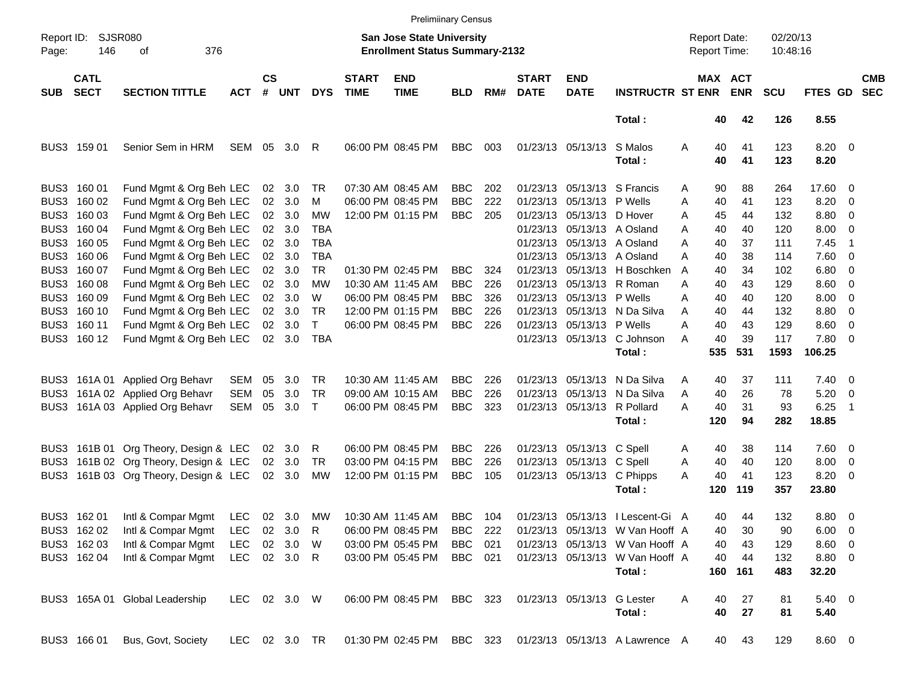Preliminary Census

Report ID: SJSR080
San Jose State University
Enrollment Status Summary-2132

Report Date: 02/20/13
Report Time: 10:48:16

| SUB | CATL SECT | SECTION TITTLE | ACT | CS # | UNT | DYS | START TIME | END TIME | BLD | RM# | START DATE | END DATE | INSTRUCTR | ST | MAX ENR | ACT ENR | SCU | FTES | GD | CMB SEC |
|---|---|---|---|---|---|---|---|---|---|---|---|---|---|---|---|---|---|---|---|---|
| | | | | | | | | | | | | | Total : | | 40 | 42 | 126 | 8.55 | | |
| BUS3 | 159 01 | Senior Sem in HRM | SEM | 05 | 3.0 | R | 06:00 PM | 08:45 PM | BBC | 003 | 01/23/13 | 05/13/13 | S Malos | A | 40 | 41 | 123 | 8.20 | 0 | |
| | | | | | | | | | | | | | Total : | | 40 | 41 | 123 | 8.20 | | |
| BUS3 | 160 01 | Fund Mgmt & Org Beh | LEC | 02 | 3.0 | TR | 07:30 AM | 08:45 AM | BBC | 202 | 01/23/13 | 05/13/13 | S Francis | A | 90 | 88 | 264 | 17.60 | 0 | |
| BUS3 | 160 02 | Fund Mgmt & Org Beh | LEC | 02 | 3.0 | M | 06:00 PM | 08:45 PM | BBC | 222 | 01/23/13 | 05/13/13 | P Wells | A | 40 | 41 | 123 | 8.20 | 0 | |
| BUS3 | 160 03 | Fund Mgmt & Org Beh | LEC | 02 | 3.0 | MW | 12:00 PM | 01:15 PM | BBC | 205 | 01/23/13 | 05/13/13 | D Hover | A | 45 | 44 | 132 | 8.80 | 0 | |
| BUS3 | 160 04 | Fund Mgmt & Org Beh | LEC | 02 | 3.0 | TBA | | | | | 01/23/13 | 05/13/13 | A Osland | A | 40 | 40 | 120 | 8.00 | 0 | |
| BUS3 | 160 05 | Fund Mgmt & Org Beh | LEC | 02 | 3.0 | TBA | | | | | 01/23/13 | 05/13/13 | A Osland | A | 40 | 37 | 111 | 7.45 | 1 | |
| BUS3 | 160 06 | Fund Mgmt & Org Beh | LEC | 02 | 3.0 | TBA | | | | | 01/23/13 | 05/13/13 | A Osland | A | 40 | 38 | 114 | 7.60 | 0 | |
| BUS3 | 160 07 | Fund Mgmt & Org Beh | LEC | 02 | 3.0 | TR | 01:30 PM | 02:45 PM | BBC | 324 | 01/23/13 | 05/13/13 | H Boschken | A | 40 | 34 | 102 | 6.80 | 0 | |
| BUS3 | 160 08 | Fund Mgmt & Org Beh | LEC | 02 | 3.0 | MW | 10:30 AM | 11:45 AM | BBC | 226 | 01/23/13 | 05/13/13 | R Roman | A | 40 | 43 | 129 | 8.60 | 0 | |
| BUS3 | 160 09 | Fund Mgmt & Org Beh | LEC | 02 | 3.0 | W | 06:00 PM | 08:45 PM | BBC | 326 | 01/23/13 | 05/13/13 | P Wells | A | 40 | 40 | 120 | 8.00 | 0 | |
| BUS3 | 160 10 | Fund Mgmt & Org Beh | LEC | 02 | 3.0 | TR | 12:00 PM | 01:15 PM | BBC | 226 | 01/23/13 | 05/13/13 | N Da Silva | A | 40 | 44 | 132 | 8.80 | 0 | |
| BUS3 | 160 11 | Fund Mgmt & Org Beh | LEC | 02 | 3.0 | T | 06:00 PM | 08:45 PM | BBC | 226 | 01/23/13 | 05/13/13 | P Wells | A | 40 | 43 | 129 | 8.60 | 0 | |
| BUS3 | 160 12 | Fund Mgmt & Org Beh | LEC | 02 | 3.0 | TBA | | | | | 01/23/13 | 05/13/13 | C Johnson | A | 40 | 39 | 117 | 7.80 | 0 | |
| | | | | | | | | | | | | | Total : | | 535 | 531 | 1593 | 106.25 | | |
| BUS3 | 161A 01 | Applied Org Behavr | SEM | 05 | 3.0 | TR | 10:30 AM | 11:45 AM | BBC | 226 | 01/23/13 | 05/13/13 | N Da Silva | A | 40 | 37 | 111 | 7.40 | 0 | |
| BUS3 | 161A 02 | Applied Org Behavr | SEM | 05 | 3.0 | TR | 09:00 AM | 10:15 AM | BBC | 226 | 01/23/13 | 05/13/13 | N Da Silva | A | 40 | 26 | 78 | 5.20 | 0 | |
| BUS3 | 161A 03 | Applied Org Behavr | SEM | 05 | 3.0 | T | 06:00 PM | 08:45 PM | BBC | 323 | 01/23/13 | 05/13/13 | R Pollard | A | 40 | 31 | 93 | 6.25 | 1 | |
| | | | | | | | | | | | | | Total : | | 120 | 94 | 282 | 18.85 | | |
| BUS3 | 161B 01 | Org Theory, Design & | LEC | 02 | 3.0 | R | 06:00 PM | 08:45 PM | BBC | 226 | 01/23/13 | 05/13/13 | C Spell | A | 40 | 38 | 114 | 7.60 | 0 | |
| BUS3 | 161B 02 | Org Theory, Design & | LEC | 02 | 3.0 | TR | 03:00 PM | 04:15 PM | BBC | 226 | 01/23/13 | 05/13/13 | C Spell | A | 40 | 40 | 120 | 8.00 | 0 | |
| BUS3 | 161B 03 | Org Theory, Design & | LEC | 02 | 3.0 | MW | 12:00 PM | 01:15 PM | BBC | 105 | 01/23/13 | 05/13/13 | C Phipps | A | 40 | 41 | 123 | 8.20 | 0 | |
| | | | | | | | | | | | | | Total : | | 120 | 119 | 357 | 23.80 | | |
| BUS3 | 162 01 | Intl & Compar Mgmt | LEC | 02 | 3.0 | MW | 10:30 AM | 11:45 AM | BBC | 104 | 01/23/13 | 05/13/13 | I Lescent-Gi | A | 40 | 44 | 132 | 8.80 | 0 | |
| BUS3 | 162 02 | Intl & Compar Mgmt | LEC | 02 | 3.0 | R | 06:00 PM | 08:45 PM | BBC | 222 | 01/23/13 | 05/13/13 | W Van Hooff | A | 40 | 30 | 90 | 6.00 | 0 | |
| BUS3 | 162 03 | Intl & Compar Mgmt | LEC | 02 | 3.0 | W | 03:00 PM | 05:45 PM | BBC | 021 | 01/23/13 | 05/13/13 | W Van Hooff | A | 40 | 43 | 129 | 8.60 | 0 | |
| BUS3 | 162 04 | Intl & Compar Mgmt | LEC | 02 | 3.0 | R | 03:00 PM | 05:45 PM | BBC | 021 | 01/23/13 | 05/13/13 | W Van Hooff | A | 40 | 44 | 132 | 8.80 | 0 | |
| | | | | | | | | | | | | | Total : | | 160 | 161 | 483 | 32.20 | | |
| BUS3 | 165A 01 | Global Leadership | LEC | 02 | 3.0 | W | 06:00 PM | 08:45 PM | BBC | 323 | 01/23/13 | 05/13/13 | G Lester | A | 40 | 27 | 81 | 5.40 | 0 | |
| | | | | | | | | | | | | | Total : | | 40 | 27 | 81 | 5.40 | | |
| BUS3 | 166 01 | Bus, Govt, Society | LEC | 02 | 3.0 | TR | 01:30 PM | 02:45 PM | BBC | 323 | 01/23/13 | 05/13/13 | A Lawrence | A | 40 | 43 | 129 | 8.60 | 0 | |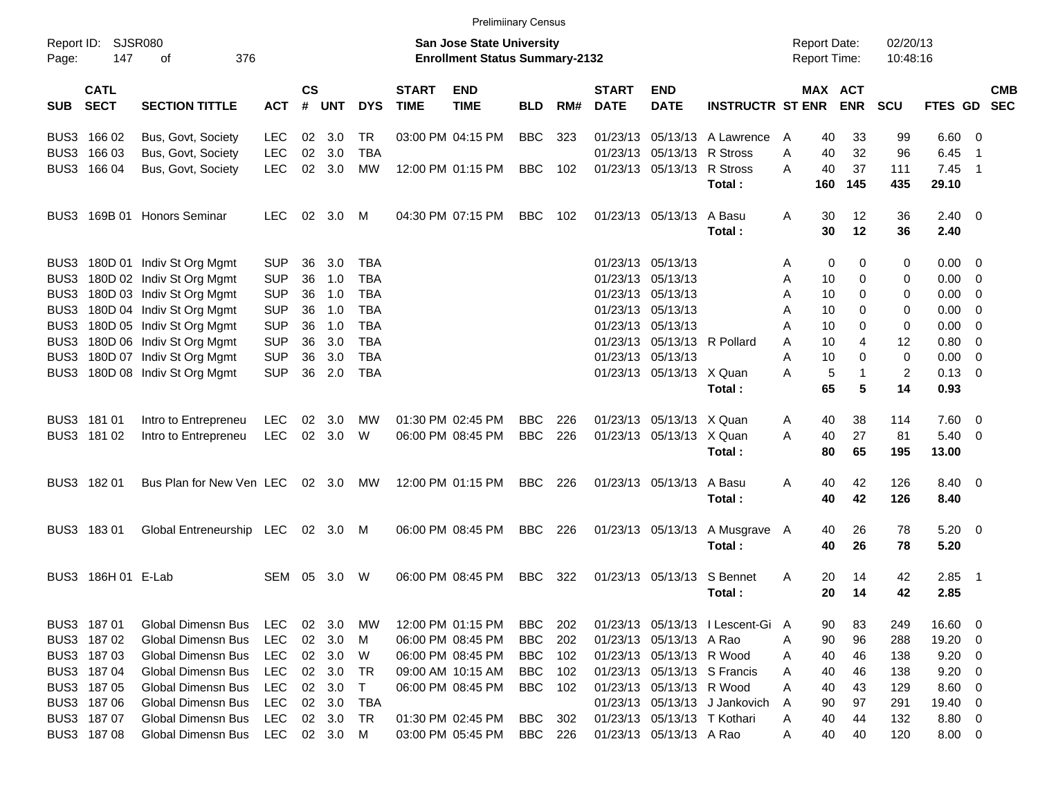Preliminary Census

Report ID: SJSR080
Page: 147 of 376

**San Jose State University**
**Enrollment Status Summary-2132**

Report Date: 02/20/13
Report Time: 10:48:16

| SUB | CATL SECT | SECTION TITTLE | ACT | CS # | UNT | DYS | START TIME | END TIME | BLD | RM# | START DATE | END DATE | INSTRUCTR | ST | MAX ENR | ACT ENR | SCU | FTES | GD | CMB SEC |
|---|---|---|---|---|---|---|---|---|---|---|---|---|---|---|---|---|---|---|---|---|
| BUS3 | 166 02 | Bus, Govt, Society | LEC | 02 | 3.0 | TR | 03:00 PM | 04:15 PM | BBC | 323 | 01/23/13 | 05/13/13 | A Lawrence | A | 40 | 33 | 99 | 6.60 | 0 | |
| BUS3 | 166 03 | Bus, Govt, Society | LEC | 02 | 3.0 | TBA | | | | | 01/23/13 | 05/13/13 | R Stross | A | 40 | 32 | 96 | 6.45 | 1 | |
| BUS3 | 166 04 | Bus, Govt, Society | LEC | 02 | 3.0 | MW | 12:00 PM | 01:15 PM | BBC | 102 | 01/23/13 | 05/13/13 | R Stross | A | 40 | 37 | 111 | 7.45 | 1 | |
| | | | | | | | | | | | | | **Total :** | | **160** | **145** | **435** | **29.10** | | |
| BUS3 | 169B 01 | Honors Seminar | LEC | 02 | 3.0 | M | 04:30 PM | 07:15 PM | BBC | 102 | 01/23/13 | 05/13/13 | A Basu | A | 30 | 12 | 36 | 2.40 | 0 | |
| | | | | | | | | | | | | | **Total :** | | **30** | **12** | **36** | **2.40** | | |
| BUS3 | 180D 01 | Indiv St Org Mgmt | SUP | 36 | 3.0 | TBA | | | | | 01/23/13 | 05/13/13 | | A | 0 | 0 | 0 | 0.00 | 0 | |
| BUS3 | 180D 02 | Indiv St Org Mgmt | SUP | 36 | 1.0 | TBA | | | | | 01/23/13 | 05/13/13 | | A | 10 | 0 | 0 | 0.00 | 0 | |
| BUS3 | 180D 03 | Indiv St Org Mgmt | SUP | 36 | 1.0 | TBA | | | | | 01/23/13 | 05/13/13 | | A | 10 | 0 | 0 | 0.00 | 0 | |
| BUS3 | 180D 04 | Indiv St Org Mgmt | SUP | 36 | 1.0 | TBA | | | | | 01/23/13 | 05/13/13 | | A | 10 | 0 | 0 | 0.00 | 0 | |
| BUS3 | 180D 05 | Indiv St Org Mgmt | SUP | 36 | 1.0 | TBA | | | | | 01/23/13 | 05/13/13 | | A | 10 | 0 | 0 | 0.00 | 0 | |
| BUS3 | 180D 06 | Indiv St Org Mgmt | SUP | 36 | 3.0 | TBA | | | | | 01/23/13 | 05/13/13 | R Pollard | A | 10 | 4 | 12 | 0.80 | 0 | |
| BUS3 | 180D 07 | Indiv St Org Mgmt | SUP | 36 | 3.0 | TBA | | | | | 01/23/13 | 05/13/13 | | A | 10 | 0 | 0 | 0.00 | 0 | |
| BUS3 | 180D 08 | Indiv St Org Mgmt | SUP | 36 | 2.0 | TBA | | | | | 01/23/13 | 05/13/13 | X Quan | A | 5 | 1 | 2 | 0.13 | 0 | |
| | | | | | | | | | | | | | **Total :** | | **65** | **5** | **14** | **0.93** | | |
| BUS3 | 181 01 | Intro to Entrepreneu | LEC | 02 | 3.0 | MW | 01:30 PM | 02:45 PM | BBC | 226 | 01/23/13 | 05/13/13 | X Quan | A | 40 | 38 | 114 | 7.60 | 0 | |
| BUS3 | 181 02 | Intro to Entrepreneu | LEC | 02 | 3.0 | W | 06:00 PM | 08:45 PM | BBC | 226 | 01/23/13 | 05/13/13 | X Quan | A | 40 | 27 | 81 | 5.40 | 0 | |
| | | | | | | | | | | | | | **Total :** | | **80** | **65** | **195** | **13.00** | | |
| BUS3 | 182 01 | Bus Plan for New Ven | LEC | 02 | 3.0 | MW | 12:00 PM | 01:15 PM | BBC | 226 | 01/23/13 | 05/13/13 | A Basu | A | 40 | 42 | 126 | 8.40 | 0 | |
| | | | | | | | | | | | | | **Total :** | | **40** | **42** | **126** | **8.40** | | |
| BUS3 | 183 01 | Global Entreneurship | LEC | 02 | 3.0 | M | 06:00 PM | 08:45 PM | BBC | 226 | 01/23/13 | 05/13/13 | A Musgrave | A | 40 | 26 | 78 | 5.20 | 0 | |
| | | | | | | | | | | | | | **Total :** | | **40** | **26** | **78** | **5.20** | | |
| BUS3 | 186H 01 | E-Lab | SEM | 05 | 3.0 | W | 06:00 PM | 08:45 PM | BBC | 322 | 01/23/13 | 05/13/13 | S Bennet | A | 20 | 14 | 42 | 2.85 | 1 | |
| | | | | | | | | | | | | | **Total :** | | **20** | **14** | **42** | **2.85** | | |
| BUS3 | 187 01 | Global Dimensn Bus | LEC | 02 | 3.0 | MW | 12:00 PM | 01:15 PM | BBC | 202 | 01/23/13 | 05/13/13 | I Lescent-Gi | A | 90 | 83 | 249 | 16.60 | 0 | |
| BUS3 | 187 02 | Global Dimensn Bus | LEC | 02 | 3.0 | M | 06:00 PM | 08:45 PM | BBC | 202 | 01/23/13 | 05/13/13 | A Rao | A | 90 | 96 | 288 | 19.20 | 0 | |
| BUS3 | 187 03 | Global Dimensn Bus | LEC | 02 | 3.0 | W | 06:00 PM | 08:45 PM | BBC | 102 | 01/23/13 | 05/13/13 | R Wood | A | 40 | 46 | 138 | 9.20 | 0 | |
| BUS3 | 187 04 | Global Dimensn Bus | LEC | 02 | 3.0 | TR | 09:00 AM | 10:15 AM | BBC | 102 | 01/23/13 | 05/13/13 | S Francis | A | 40 | 46 | 138 | 9.20 | 0 | |
| BUS3 | 187 05 | Global Dimensn Bus | LEC | 02 | 3.0 | T | 06:00 PM | 08:45 PM | BBC | 102 | 01/23/13 | 05/13/13 | R Wood | A | 40 | 43 | 129 | 8.60 | 0 | |
| BUS3 | 187 06 | Global Dimensn Bus | LEC | 02 | 3.0 | TBA | | | | | 01/23/13 | 05/13/13 | J Jankovich | A | 90 | 97 | 291 | 19.40 | 0 | |
| BUS3 | 187 07 | Global Dimensn Bus | LEC | 02 | 3.0 | TR | 01:30 PM | 02:45 PM | BBC | 302 | 01/23/13 | 05/13/13 | T Kothari | A | 40 | 44 | 132 | 8.80 | 0 | |
| BUS3 | 187 08 | Global Dimensn Bus | LEC | 02 | 3.0 | M | 03:00 PM | 05:45 PM | BBC | 226 | 01/23/13 | 05/13/13 | A Rao | A | 40 | 40 | 120 | 8.00 | 0 | |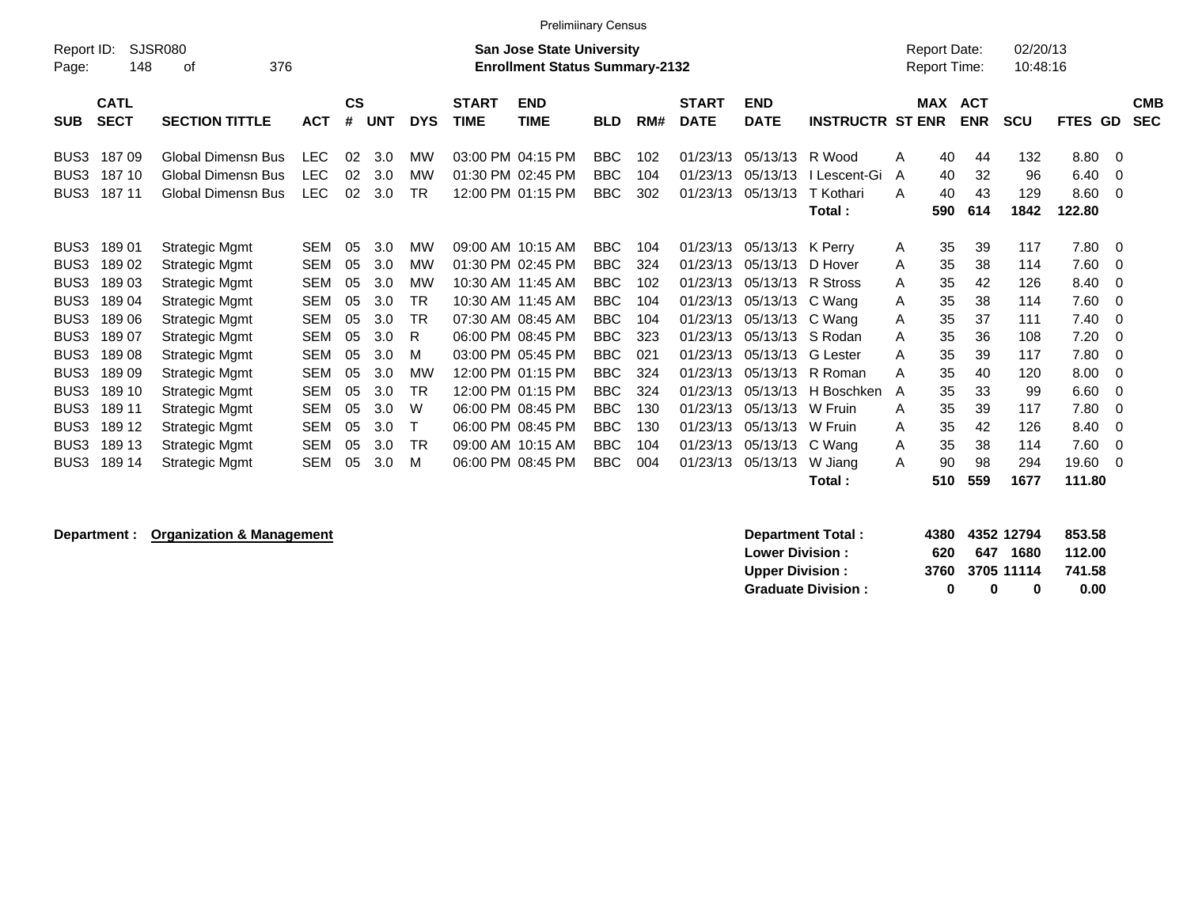Preliminary Census

Report ID: SJSR080 | Page: 148 of 376

**San Jose State University**
**Enrollment Status Summary-2132**

Report Date: 02/20/13 | Report Time: 10:48:16

| SUB | CATL SECT | SECTION TITTLE | ACT | CS # | UNT | DYS | START TIME | END TIME | BLD | RM# | START DATE | END DATE | INSTRUCTR | ST | MAX ENR | ACT ENR | SCU | FTES | GD | CMB SEC |
|---|---|---|---|---|---|---|---|---|---|---|---|---|---|---|---|---|---|---|---|---|
| BUS3 | 187 09 | Global Dimensn Bus | LEC | 02 | 3.0 | MW | 03:00 PM | 04:15 PM | BBC | 102 | 01/23/13 | 05/13/13 | R Wood | A | 40 | 44 | 132 | 8.80 | 0 | |
| BUS3 | 187 10 | Global Dimensn Bus | LEC | 02 | 3.0 | MW | 01:30 PM | 02:45 PM | BBC | 104 | 01/23/13 | 05/13/13 | I Lescent-Gi | A | 40 | 32 | 96 | 6.40 | 0 | |
| BUS3 | 187 11 | Global Dimensn Bus | LEC | 02 | 3.0 | TR | 12:00 PM | 01:15 PM | BBC | 302 | 01/23/13 | 05/13/13 | T Kothari | A | 40 | 43 | 129 | 8.60 | 0 | |
| | | | | | | | | | | | | | **Total :** | | **590** | **614** | **1842** | **122.80** | | |
| BUS3 | 189 01 | Strategic Mgmt | SEM | 05 | 3.0 | MW | 09:00 AM | 10:15 AM | BBC | 104 | 01/23/13 | 05/13/13 | K Perry | A | 35 | 39 | 117 | 7.80 | 0 | |
| BUS3 | 189 02 | Strategic Mgmt | SEM | 05 | 3.0 | MW | 01:30 PM | 02:45 PM | BBC | 324 | 01/23/13 | 05/13/13 | D Hover | A | 35 | 38 | 114 | 7.60 | 0 | |
| BUS3 | 189 03 | Strategic Mgmt | SEM | 05 | 3.0 | MW | 10:30 AM | 11:45 AM | BBC | 102 | 01/23/13 | 05/13/13 | R Stross | A | 35 | 42 | 126 | 8.40 | 0 | |
| BUS3 | 189 04 | Strategic Mgmt | SEM | 05 | 3.0 | TR | 10:30 AM | 11:45 AM | BBC | 104 | 01/23/13 | 05/13/13 | C Wang | A | 35 | 38 | 114 | 7.60 | 0 | |
| BUS3 | 189 06 | Strategic Mgmt | SEM | 05 | 3.0 | TR | 07:30 AM | 08:45 AM | BBC | 104 | 01/23/13 | 05/13/13 | C Wang | A | 35 | 37 | 111 | 7.40 | 0 | |
| BUS3 | 189 07 | Strategic Mgmt | SEM | 05 | 3.0 | R | 06:00 PM | 08:45 PM | BBC | 323 | 01/23/13 | 05/13/13 | S Rodan | A | 35 | 36 | 108 | 7.20 | 0 | |
| BUS3 | 189 08 | Strategic Mgmt | SEM | 05 | 3.0 | M | 03:00 PM | 05:45 PM | BBC | 021 | 01/23/13 | 05/13/13 | G Lester | A | 35 | 39 | 117 | 7.80 | 0 | |
| BUS3 | 189 09 | Strategic Mgmt | SEM | 05 | 3.0 | MW | 12:00 PM | 01:15 PM | BBC | 324 | 01/23/13 | 05/13/13 | R Roman | A | 35 | 40 | 120 | 8.00 | 0 | |
| BUS3 | 189 10 | Strategic Mgmt | SEM | 05 | 3.0 | TR | 12:00 PM | 01:15 PM | BBC | 324 | 01/23/13 | 05/13/13 | H Boschken | A | 35 | 33 | 99 | 6.60 | 0 | |
| BUS3 | 189 11 | Strategic Mgmt | SEM | 05 | 3.0 | W | 06:00 PM | 08:45 PM | BBC | 130 | 01/23/13 | 05/13/13 | W Fruin | A | 35 | 39 | 117 | 7.80 | 0 | |
| BUS3 | 189 12 | Strategic Mgmt | SEM | 05 | 3.0 | T | 06:00 PM | 08:45 PM | BBC | 130 | 01/23/13 | 05/13/13 | W Fruin | A | 35 | 42 | 126 | 8.40 | 0 | |
| BUS3 | 189 13 | Strategic Mgmt | SEM | 05 | 3.0 | TR | 09:00 AM | 10:15 AM | BBC | 104 | 01/23/13 | 05/13/13 | C Wang | A | 35 | 38 | 114 | 7.60 | 0 | |
| BUS3 | 189 14 | Strategic Mgmt | SEM | 05 | 3.0 | M | 06:00 PM | 08:45 PM | BBC | 004 | 01/23/13 | 05/13/13 | W Jiang | A | 90 | 98 | 294 | 19.60 | 0 | |
| | | | | | | | | | | | | | **Total :** | | **510** | **559** | **1677** | **111.80** | | |

**Department : Organization & Management**

| | MAX ENR | ACT ENR | SCU | FTES |
|---|---|---|---|---|
| **Department Total :** | **4380** | **4352** | **12794** | **853.58** |
| **Lower Division :** | **620** | **647** | **1680** | **112.00** |
| **Upper Division :** | **3760** | **3705** | **11114** | **741.58** |
| **Graduate Division :** | **0** | **0** | **0** | **0.00** |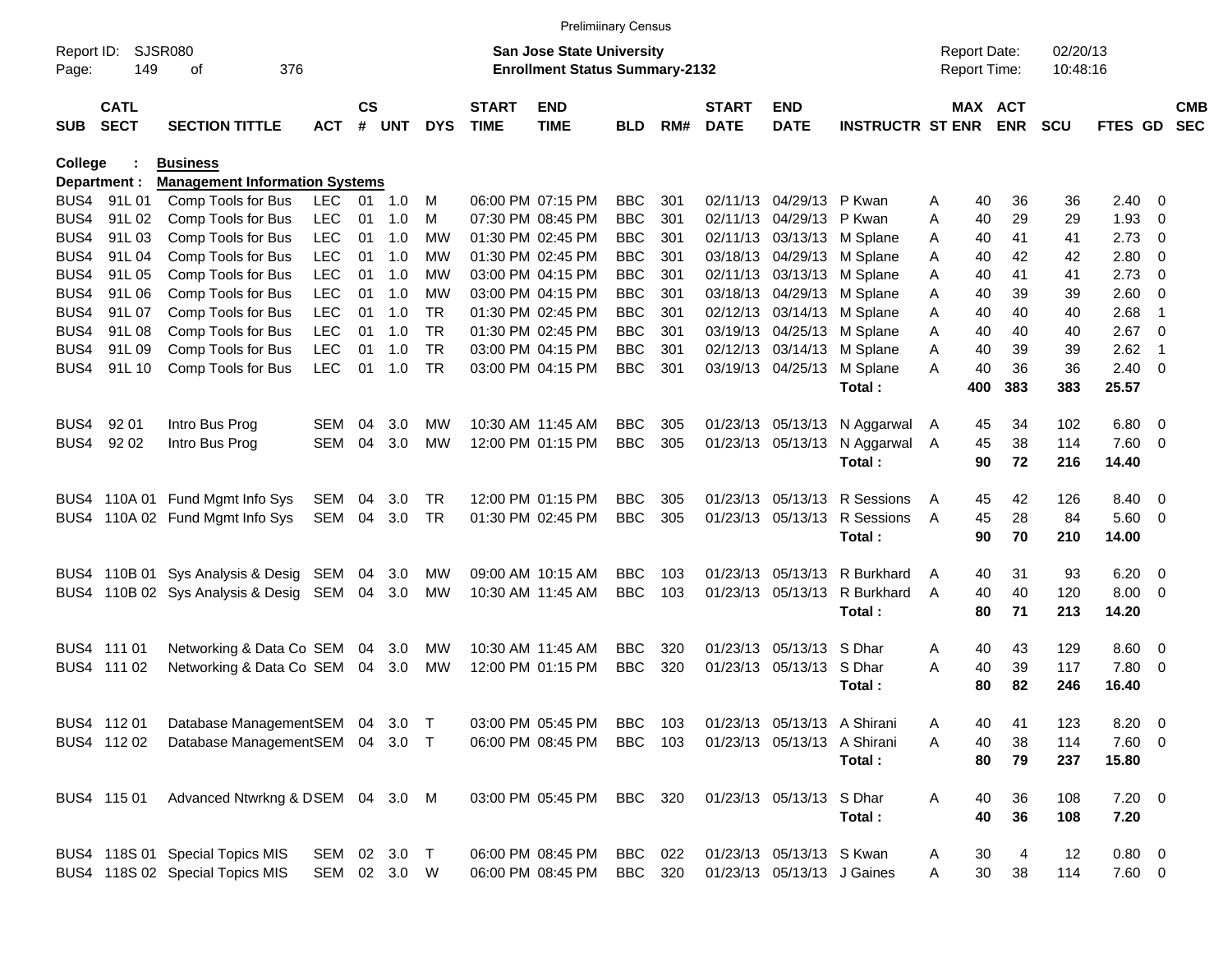Prelimiinary Census

Report ID: SJSR080
Page: 149 of 376

**San Jose State University**
**Enrollment Status Summary-2132**

Report Date: 02/20/13
Report Time: 10:48:16

**College : Business**
**Department : Management Information Systems**

| SUB | CATL SECT | SECTION TITTLE | ACT | CS # | UNT | DYS | START TIME | END TIME | BLD | RM# | START DATE | END DATE | INSTRUCTR | ST | MAX ENR | ACT ENR | SCU | FTES | GD | CMB SEC |
|---|---|---|---|---|---|---|---|---|---|---|---|---|---|---|---|---|---|---|---|---|
| BUS4 | 91L 01 | Comp Tools for Bus | LEC | 01 | 1.0 | M | 06:00 PM | 07:15 PM | BBC | 301 | 02/11/13 | 04/29/13 | P Kwan | A | 40 | 36 | 36 | 2.40 | 0 | |
| BUS4 | 91L 02 | Comp Tools for Bus | LEC | 01 | 1.0 | M | 07:30 PM | 08:45 PM | BBC | 301 | 02/11/13 | 04/29/13 | P Kwan | A | 40 | 29 | 29 | 1.93 | 0 | |
| BUS4 | 91L 03 | Comp Tools for Bus | LEC | 01 | 1.0 | MW | 01:30 PM | 02:45 PM | BBC | 301 | 02/11/13 | 03/13/13 | M Splane | A | 40 | 41 | 41 | 2.73 | 0 | |
| BUS4 | 91L 04 | Comp Tools for Bus | LEC | 01 | 1.0 | MW | 01:30 PM | 02:45 PM | BBC | 301 | 03/18/13 | 04/29/13 | M Splane | A | 40 | 42 | 42 | 2.80 | 0 | |
| BUS4 | 91L 05 | Comp Tools for Bus | LEC | 01 | 1.0 | MW | 03:00 PM | 04:15 PM | BBC | 301 | 02/11/13 | 03/13/13 | M Splane | A | 40 | 41 | 41 | 2.73 | 0 | |
| BUS4 | 91L 06 | Comp Tools for Bus | LEC | 01 | 1.0 | MW | 03:00 PM | 04:15 PM | BBC | 301 | 03/18/13 | 04/29/13 | M Splane | A | 40 | 39 | 39 | 2.60 | 0 | |
| BUS4 | 91L 07 | Comp Tools for Bus | LEC | 01 | 1.0 | TR | 01:30 PM | 02:45 PM | BBC | 301 | 02/12/13 | 03/14/13 | M Splane | A | 40 | 40 | 40 | 2.68 | 1 | |
| BUS4 | 91L 08 | Comp Tools for Bus | LEC | 01 | 1.0 | TR | 01:30 PM | 02:45 PM | BBC | 301 | 03/19/13 | 04/25/13 | M Splane | A | 40 | 40 | 40 | 2.67 | 0 | |
| BUS4 | 91L 09 | Comp Tools for Bus | LEC | 01 | 1.0 | TR | 03:00 PM | 04:15 PM | BBC | 301 | 02/12/13 | 03/14/13 | M Splane | A | 40 | 39 | 39 | 2.62 | 1 | |
| BUS4 | 91L 10 | Comp Tools for Bus | LEC | 01 | 1.0 | TR | 03:00 PM | 04:15 PM | BBC | 301 | 03/19/13 | 04/25/13 | M Splane | A | 40 | 36 | 36 | 2.40 | 0 | |
| | | | | | | | | | | | | | **Total :** | | **400** | **383** | **383** | **25.57** | | |
| BUS4 | 92 01 | Intro Bus Prog | SEM | 04 | 3.0 | MW | 10:30 AM | 11:45 AM | BBC | 305 | 01/23/13 | 05/13/13 | N Aggarwal | A | 45 | 34 | 102 | 6.80 | 0 | |
| BUS4 | 92 02 | Intro Bus Prog | SEM | 04 | 3.0 | MW | 12:00 PM | 01:15 PM | BBC | 305 | 01/23/13 | 05/13/13 | N Aggarwal | A | 45 | 38 | 114 | 7.60 | 0 | |
| | | | | | | | | | | | | | **Total :** | | **90** | **72** | **216** | **14.40** | | |
| BUS4 | 110A 01 | Fund Mgmt Info Sys | SEM | 04 | 3.0 | TR | 12:00 PM | 01:15 PM | BBC | 305 | 01/23/13 | 05/13/13 | R Sessions | A | 45 | 42 | 126 | 8.40 | 0 | |
| BUS4 | 110A 02 | Fund Mgmt Info Sys | SEM | 04 | 3.0 | TR | 01:30 PM | 02:45 PM | BBC | 305 | 01/23/13 | 05/13/13 | R Sessions | A | 45 | 28 | 84 | 5.60 | 0 | |
| | | | | | | | | | | | | | **Total :** | | **90** | **70** | **210** | **14.00** | | |
| BUS4 | 110B 01 | Sys Analysis & Desig | SEM | 04 | 3.0 | MW | 09:00 AM | 10:15 AM | BBC | 103 | 01/23/13 | 05/13/13 | R Burkhard | A | 40 | 31 | 93 | 6.20 | 0 | |
| BUS4 | 110B 02 | Sys Analysis & Desig | SEM | 04 | 3.0 | MW | 10:30 AM | 11:45 AM | BBC | 103 | 01/23/13 | 05/13/13 | R Burkhard | A | 40 | 40 | 120 | 8.00 | 0 | |
| | | | | | | | | | | | | | **Total :** | | **80** | **71** | **213** | **14.20** | | |
| BUS4 | 111 01 | Networking & Data Co | SEM | 04 | 3.0 | MW | 10:30 AM | 11:45 AM | BBC | 320 | 01/23/13 | 05/13/13 | S Dhar | A | 40 | 43 | 129 | 8.60 | 0 | |
| BUS4 | 111 02 | Networking & Data Co | SEM | 04 | 3.0 | MW | 12:00 PM | 01:15 PM | BBC | 320 | 01/23/13 | 05/13/13 | S Dhar | A | 40 | 39 | 117 | 7.80 | 0 | |
| | | | | | | | | | | | | | **Total :** | | **80** | **82** | **246** | **16.40** | | |
| BUS4 | 112 01 | Database Management | SEM | 04 | 3.0 | T | 03:00 PM | 05:45 PM | BBC | 103 | 01/23/13 | 05/13/13 | A Shirani | A | 40 | 41 | 123 | 8.20 | 0 | |
| BUS4 | 112 02 | Database Management | SEM | 04 | 3.0 | T | 06:00 PM | 08:45 PM | BBC | 103 | 01/23/13 | 05/13/13 | A Shirani | A | 40 | 38 | 114 | 7.60 | 0 | |
| | | | | | | | | | | | | | **Total :** | | **80** | **79** | **237** | **15.80** | | |
| BUS4 | 115 01 | Advanced Ntwrkng & D | SEM | 04 | 3.0 | M | 03:00 PM | 05:45 PM | BBC | 320 | 01/23/13 | 05/13/13 | S Dhar | A | 40 | 36 | 108 | 7.20 | 0 | |
| | | | | | | | | | | | | | **Total :** | | **40** | **36** | **108** | **7.20** | | |
| BUS4 | 118S 01 | Special Topics MIS | SEM | 02 | 3.0 | T | 06:00 PM | 08:45 PM | BBC | 022 | 01/23/13 | 05/13/13 | S Kwan | A | 30 | 4 | 12 | 0.80 | 0 | |
| BUS4 | 118S 02 | Special Topics MIS | SEM | 02 | 3.0 | W | 06:00 PM | 08:45 PM | BBC | 320 | 01/23/13 | 05/13/13 | J Gaines | A | 30 | 38 | 114 | 7.60 | 0 | |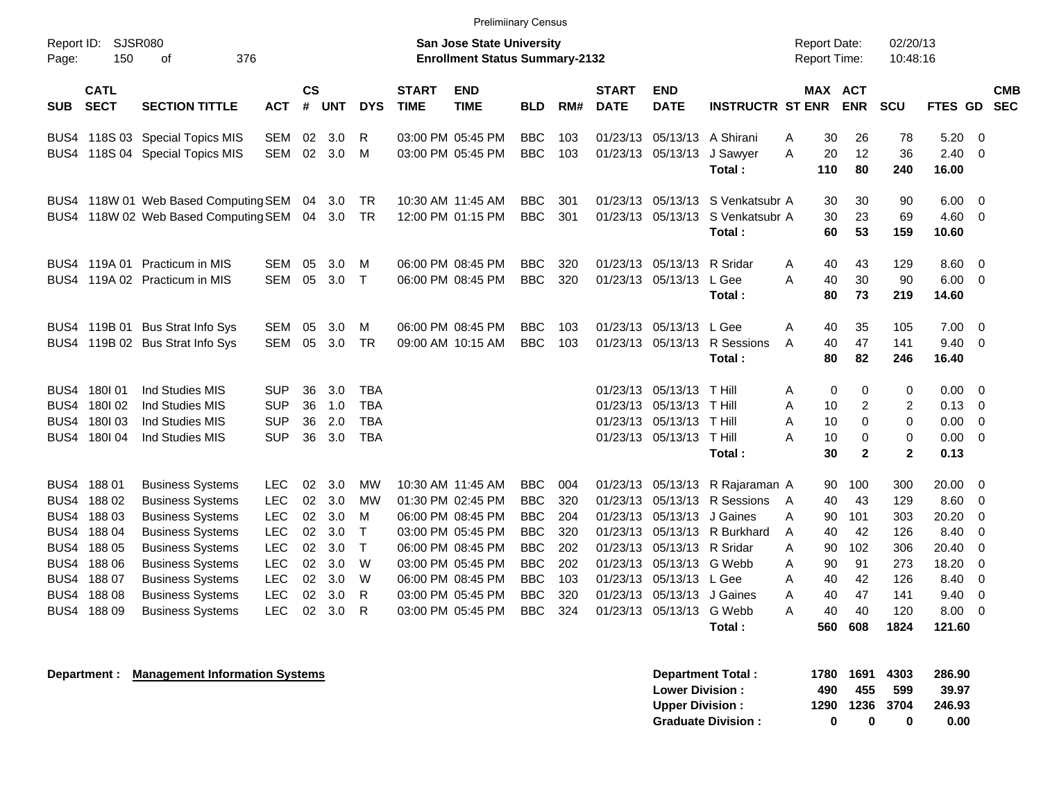Prelimiinary Census

Report ID: SJSR080
Page: 150 of 376

**San Jose State University**
**Enrollment Status Summary-2132**

Report Date: 02/20/13
Report Time: 10:48:16

| SUB | CATL SECT | SECTION TITTLE | ACT | CS # | UNT | DYS | START TIME | END TIME | BLD | RM# | START DATE | END DATE | INSTRUCTR | ST | MAX ENR | ACT ENR | SCU | FTES | GD | CMB SEC |
|---|---|---|---|---|---|---|---|---|---|---|---|---|---|---|---|---|---|---|---|---|
| BUS4 | 118S 03 | Special Topics MIS | SEM | 02 | 3.0 | R | 03:00 PM | 05:45 PM | BBC | 103 | 01/23/13 | 05/13/13 | A Shirani | A | 30 | 26 | 78 | 5.20 | 0 | |
| BUS4 | 118S 04 | Special Topics MIS | SEM | 02 | 3.0 | M | 03:00 PM | 05:45 PM | BBC | 103 | 01/23/13 | 05/13/13 | J Sawyer | A | 20 | 12 | 36 | 2.40 | 0 | |
| | | | | | | | | | | | | | **Total :** | | **110** | **80** | **240** | **16.00** | | |
| BUS4 | 118W 01 | Web Based Computing | SEM | 04 | 3.0 | TR | 10:30 AM | 11:45 AM | BBC | 301 | 01/23/13 | 05/13/13 | S Venkatsubr | A | 30 | 30 | 90 | 6.00 | 0 | |
| BUS4 | 118W 02 | Web Based Computing | SEM | 04 | 3.0 | TR | 12:00 PM | 01:15 PM | BBC | 301 | 01/23/13 | 05/13/13 | S Venkatsubr | A | 30 | 23 | 69 | 4.60 | 0 | |
| | | | | | | | | | | | | | **Total :** | | **60** | **53** | **159** | **10.60** | | |
| BUS4 | 119A 01 | Practicum in MIS | SEM | 05 | 3.0 | M | 06:00 PM | 08:45 PM | BBC | 320 | 01/23/13 | 05/13/13 | R Sridar | A | 40 | 43 | 129 | 8.60 | 0 | |
| BUS4 | 119A 02 | Practicum in MIS | SEM | 05 | 3.0 | T | 06:00 PM | 08:45 PM | BBC | 320 | 01/23/13 | 05/13/13 | L Gee | A | 40 | 30 | 90 | 6.00 | 0 | |
| | | | | | | | | | | | | | **Total :** | | **80** | **73** | **219** | **14.60** | | |
| BUS4 | 119B 01 | Bus Strat Info Sys | SEM | 05 | 3.0 | M | 06:00 PM | 08:45 PM | BBC | 103 | 01/23/13 | 05/13/13 | L Gee | A | 40 | 35 | 105 | 7.00 | 0 | |
| BUS4 | 119B 02 | Bus Strat Info Sys | SEM | 05 | 3.0 | TR | 09:00 AM | 10:15 AM | BBC | 103 | 01/23/13 | 05/13/13 | R Sessions | A | 40 | 47 | 141 | 9.40 | 0 | |
| | | | | | | | | | | | | | **Total :** | | **80** | **82** | **246** | **16.40** | | |
| BUS4 | 180I 01 | Ind Studies MIS | SUP | 36 | 3.0 | TBA | | | | | 01/23/13 | 05/13/13 | T Hill | A | 0 | 0 | 0 | 0.00 | 0 | |
| BUS4 | 180I 02 | Ind Studies MIS | SUP | 36 | 1.0 | TBA | | | | | 01/23/13 | 05/13/13 | T Hill | A | 10 | 2 | 2 | 0.13 | 0 | |
| BUS4 | 180I 03 | Ind Studies MIS | SUP | 36 | 2.0 | TBA | | | | | 01/23/13 | 05/13/13 | T Hill | A | 10 | 0 | 0 | 0.00 | 0 | |
| BUS4 | 180I 04 | Ind Studies MIS | SUP | 36 | 3.0 | TBA | | | | | 01/23/13 | 05/13/13 | T Hill | A | 10 | 0 | 0 | 0.00 | 0 | |
| | | | | | | | | | | | | | **Total :** | | **30** | **2** | **2** | **0.13** | | |
| BUS4 | 188 01 | Business Systems | LEC | 02 | 3.0 | MW | 10:30 AM | 11:45 AM | BBC | 004 | 01/23/13 | 05/13/13 | R Rajaraman | A | 90 | 100 | 300 | 20.00 | 0 | |
| BUS4 | 188 02 | Business Systems | LEC | 02 | 3.0 | MW | 01:30 PM | 02:45 PM | BBC | 320 | 01/23/13 | 05/13/13 | R Sessions | A | 40 | 43 | 129 | 8.60 | 0 | |
| BUS4 | 188 03 | Business Systems | LEC | 02 | 3.0 | M | 06:00 PM | 08:45 PM | BBC | 204 | 01/23/13 | 05/13/13 | J Gaines | A | 90 | 101 | 303 | 20.20 | 0 | |
| BUS4 | 188 04 | Business Systems | LEC | 02 | 3.0 | T | 03:00 PM | 05:45 PM | BBC | 320 | 01/23/13 | 05/13/13 | R Burkhard | A | 40 | 42 | 126 | 8.40 | 0 | |
| BUS4 | 188 05 | Business Systems | LEC | 02 | 3.0 | T | 06:00 PM | 08:45 PM | BBC | 202 | 01/23/13 | 05/13/13 | R Sridar | A | 90 | 102 | 306 | 20.40 | 0 | |
| BUS4 | 188 06 | Business Systems | LEC | 02 | 3.0 | W | 03:00 PM | 05:45 PM | BBC | 202 | 01/23/13 | 05/13/13 | G Webb | A | 90 | 91 | 273 | 18.20 | 0 | |
| BUS4 | 188 07 | Business Systems | LEC | 02 | 3.0 | W | 06:00 PM | 08:45 PM | BBC | 103 | 01/23/13 | 05/13/13 | L Gee | A | 40 | 42 | 126 | 8.40 | 0 | |
| BUS4 | 188 08 | Business Systems | LEC | 02 | 3.0 | R | 03:00 PM | 05:45 PM | BBC | 320 | 01/23/13 | 05/13/13 | J Gaines | A | 40 | 47 | 141 | 9.40 | 0 | |
| BUS4 | 188 09 | Business Systems | LEC | 02 | 3.0 | R | 03:00 PM | 05:45 PM | BBC | 324 | 01/23/13 | 05/13/13 | G Webb | A | 40 | 40 | 120 | 8.00 | 0 | |
| | | | | | | | | | | | | | **Total :** | | **560** | **608** | **1824** | **121.60** | | |

**Department :** **Management Information Systems**

| | MAX ENR | ACT ENR | SCU | FTES |
|---|---|---|---|---|
| **Department Total :** | **1780** | **1691** | **4303** | **286.90** |
| **Lower Division :** | **490** | **455** | **599** | **39.97** |
| **Upper Division :** | **1290** | **1236** | **3704** | **246.93** |
| **Graduate Division :** | **0** | **0** | **0** | **0.00** |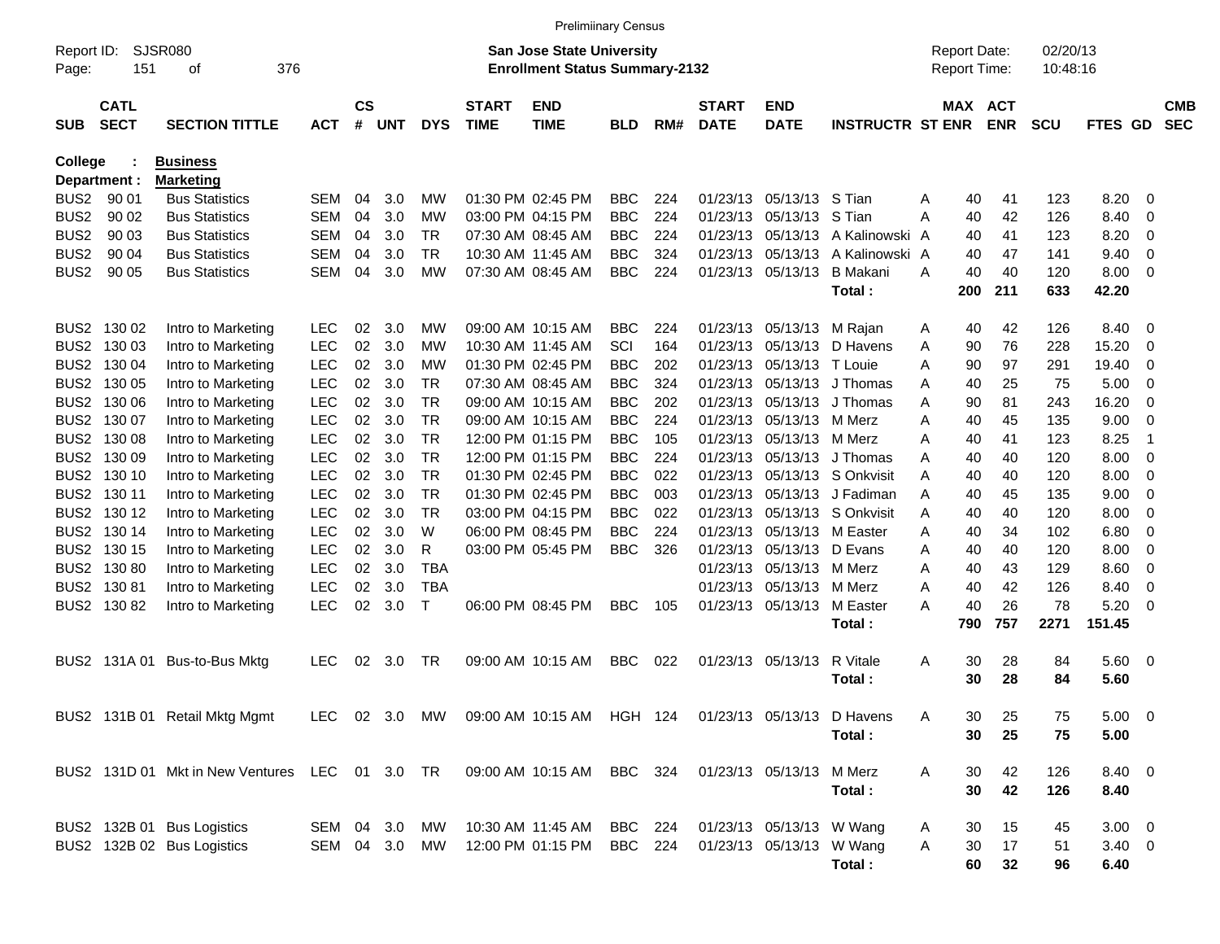Prelimiinary Census

Report ID: SJSR080
Page: 151 of 376

**San Jose State University**
**Enrollment Status Summary-2132**

Report Date: 02/20/13
Report Time: 10:48:16

College : **Business**
Department : **Marketing**

| SUB | CATL SECT | SECTION TITTLE | ACT | CS # | UNT | DYS | START TIME | END TIME | BLD | RM# | START DATE | END DATE | INSTRUCTR | ST | MAX ENR | ACT ENR | SCU | FTES | GD | CMB SEC |
|---|---|---|---|---|---|---|---|---|---|---|---|---|---|---|---|---|---|---|---|---|
| BUS2 | 90 01 | Bus Statistics | SEM | 04 | 3.0 | MW | 01:30 PM | 02:45 PM | BBC | 224 | 01/23/13 | 05/13/13 | S Tian | A | 40 | 41 | 123 | 8.20 | 0 | |
| BUS2 | 90 02 | Bus Statistics | SEM | 04 | 3.0 | MW | 03:00 PM | 04:15 PM | BBC | 224 | 01/23/13 | 05/13/13 | S Tian | A | 40 | 42 | 126 | 8.40 | 0 | |
| BUS2 | 90 03 | Bus Statistics | SEM | 04 | 3.0 | TR | 07:30 AM | 08:45 AM | BBC | 224 | 01/23/13 | 05/13/13 | A Kalinowski | A | 40 | 41 | 123 | 8.20 | 0 | |
| BUS2 | 90 04 | Bus Statistics | SEM | 04 | 3.0 | TR | 10:30 AM | 11:45 AM | BBC | 324 | 01/23/13 | 05/13/13 | A Kalinowski | A | 40 | 47 | 141 | 9.40 | 0 | |
| BUS2 | 90 05 | Bus Statistics | SEM | 04 | 3.0 | MW | 07:30 AM | 08:45 AM | BBC | 224 | 01/23/13 | 05/13/13 | B Makani | A | 40 | 40 | 120 | 8.00 | 0 | |
| | | | | | | | | | | | | | **Total :** | | **200** | **211** | **633** | **42.20** | | |
| BUS2 | 130 02 | Intro to Marketing | LEC | 02 | 3.0 | MW | 09:00 AM | 10:15 AM | BBC | 224 | 01/23/13 | 05/13/13 | M Rajan | A | 40 | 42 | 126 | 8.40 | 0 | |
| BUS2 | 130 03 | Intro to Marketing | LEC | 02 | 3.0 | MW | 10:30 AM | 11:45 AM | SCI | 164 | 01/23/13 | 05/13/13 | D Havens | A | 90 | 76 | 228 | 15.20 | 0 | |
| BUS2 | 130 04 | Intro to Marketing | LEC | 02 | 3.0 | MW | 01:30 PM | 02:45 PM | BBC | 202 | 01/23/13 | 05/13/13 | T Louie | A | 90 | 97 | 291 | 19.40 | 0 | |
| BUS2 | 130 05 | Intro to Marketing | LEC | 02 | 3.0 | TR | 07:30 AM | 08:45 AM | BBC | 324 | 01/23/13 | 05/13/13 | J Thomas | A | 40 | 25 | 75 | 5.00 | 0 | |
| BUS2 | 130 06 | Intro to Marketing | LEC | 02 | 3.0 | TR | 09:00 AM | 10:15 AM | BBC | 202 | 01/23/13 | 05/13/13 | J Thomas | A | 90 | 81 | 243 | 16.20 | 0 | |
| BUS2 | 130 07 | Intro to Marketing | LEC | 02 | 3.0 | TR | 09:00 AM | 10:15 AM | BBC | 224 | 01/23/13 | 05/13/13 | M Merz | A | 40 | 45 | 135 | 9.00 | 0 | |
| BUS2 | 130 08 | Intro to Marketing | LEC | 02 | 3.0 | TR | 12:00 PM | 01:15 PM | BBC | 105 | 01/23/13 | 05/13/13 | M Merz | A | 40 | 41 | 123 | 8.25 | 1 | |
| BUS2 | 130 09 | Intro to Marketing | LEC | 02 | 3.0 | TR | 12:00 PM | 01:15 PM | BBC | 224 | 01/23/13 | 05/13/13 | J Thomas | A | 40 | 40 | 120 | 8.00 | 0 | |
| BUS2 | 130 10 | Intro to Marketing | LEC | 02 | 3.0 | TR | 01:30 PM | 02:45 PM | BBC | 022 | 01/23/13 | 05/13/13 | S Onkvisit | A | 40 | 40 | 120 | 8.00 | 0 | |
| BUS2 | 130 11 | Intro to Marketing | LEC | 02 | 3.0 | TR | 01:30 PM | 02:45 PM | BBC | 003 | 01/23/13 | 05/13/13 | J Fadiman | A | 40 | 45 | 135 | 9.00 | 0 | |
| BUS2 | 130 12 | Intro to Marketing | LEC | 02 | 3.0 | TR | 03:00 PM | 04:15 PM | BBC | 022 | 01/23/13 | 05/13/13 | S Onkvisit | A | 40 | 40 | 120 | 8.00 | 0 | |
| BUS2 | 130 14 | Intro to Marketing | LEC | 02 | 3.0 | W | 06:00 PM | 08:45 PM | BBC | 224 | 01/23/13 | 05/13/13 | M Easter | A | 40 | 34 | 102 | 6.80 | 0 | |
| BUS2 | 130 15 | Intro to Marketing | LEC | 02 | 3.0 | R | 03:00 PM | 05:45 PM | BBC | 326 | 01/23/13 | 05/13/13 | D Evans | A | 40 | 40 | 120 | 8.00 | 0 | |
| BUS2 | 130 80 | Intro to Marketing | LEC | 02 | 3.0 | TBA | | | | | 01/23/13 | 05/13/13 | M Merz | A | 40 | 43 | 129 | 8.60 | 0 | |
| BUS2 | 130 81 | Intro to Marketing | LEC | 02 | 3.0 | TBA | | | | | 01/23/13 | 05/13/13 | M Merz | A | 40 | 42 | 126 | 8.40 | 0 | |
| BUS2 | 130 82 | Intro to Marketing | LEC | 02 | 3.0 | T | 06:00 PM | 08:45 PM | BBC | 105 | 01/23/13 | 05/13/13 | M Easter | A | 40 | 26 | 78 | 5.20 | 0 | |
| | | | | | | | | | | | | | **Total :** | | **790** | **757** | **2271** | **151.45** | | |
| BUS2 | 131A 01 | Bus-to-Bus Mktg | LEC | 02 | 3.0 | TR | 09:00 AM | 10:15 AM | BBC | 022 | 01/23/13 | 05/13/13 | R Vitale | A | 30 | 28 | 84 | 5.60 | 0 | |
| | | | | | | | | | | | | | **Total :** | | **30** | **28** | **84** | **5.60** | | |
| BUS2 | 131B 01 | Retail Mktg Mgmt | LEC | 02 | 3.0 | MW | 09:00 AM | 10:15 AM | HGH | 124 | 01/23/13 | 05/13/13 | D Havens | A | 30 | 25 | 75 | 5.00 | 0 | |
| | | | | | | | | | | | | | **Total :** | | **30** | **25** | **75** | **5.00** | | |
| BUS2 | 131D 01 | Mkt in New Ventures | LEC | 01 | 3.0 | TR | 09:00 AM | 10:15 AM | BBC | 324 | 01/23/13 | 05/13/13 | M Merz | A | 30 | 42 | 126 | 8.40 | 0 | |
| | | | | | | | | | | | | | **Total :** | | **30** | **42** | **126** | **8.40** | | |
| BUS2 | 132B 01 | Bus Logistics | SEM | 04 | 3.0 | MW | 10:30 AM | 11:45 AM | BBC | 224 | 01/23/13 | 05/13/13 | W Wang | A | 30 | 15 | 45 | 3.00 | 0 | |
| BUS2 | 132B 02 | Bus Logistics | SEM | 04 | 3.0 | MW | 12:00 PM | 01:15 PM | BBC | 224 | 01/23/13 | 05/13/13 | W Wang | A | 30 | 17 | 51 | 3.40 | 0 | |
| | | | | | | | | | | | | | **Total :** | | **60** | **32** | **96** | **6.40** | | |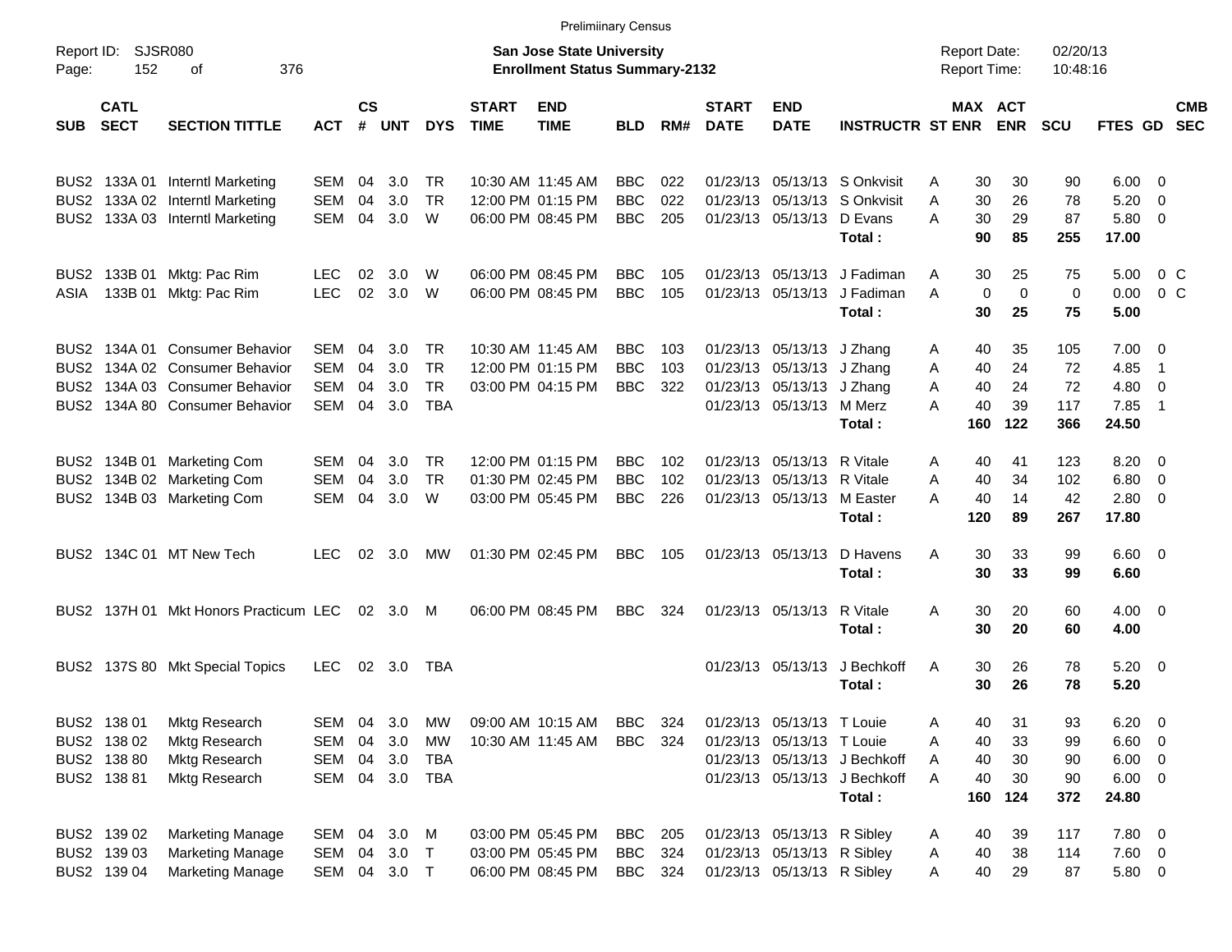Prelimiinary Census

Report ID: SJSR080
Page: 152 of 376

**San Jose State University**
**Enrollment Status Summary-2132**

Report Date: 02/20/13
Report Time: 10:48:16

| SUB | CATL SECT | SECTION TITTLE | ACT | CS # | UNT | DYS | START TIME | END TIME | BLD | RM# | START DATE | END DATE | INSTRUCTR | ST | MAX ENR | ACT ENR | SCU | FTES | GD | CMB SEC |
|---|---|---|---|---|---|---|---|---|---|---|---|---|---|---|---|---|---|---|---|---|
| BUS2 | 133A 01 | Interntl Marketing | SEM | 04 | 3.0 | TR | 10:30 AM | 11:45 AM | BBC | 022 | 01/23/13 | 05/13/13 | S Onkvisit | A | 30 | 30 | 90 | 6.00 | 0 | |
| BUS2 | 133A 02 | Interntl Marketing | SEM | 04 | 3.0 | TR | 12:00 PM | 01:15 PM | BBC | 022 | 01/23/13 | 05/13/13 | S Onkvisit | A | 30 | 26 | 78 | 5.20 | 0 | |
| BUS2 | 133A 03 | Interntl Marketing | SEM | 04 | 3.0 | W | 06:00 PM | 08:45 PM | BBC | 205 | 01/23/13 | 05/13/13 | D Evans | A | 30 | 29 | 87 | 5.80 | 0 | |
| | | | | | | | | | | | | | **Total :** | | **90** | **85** | **255** | **17.00** | | |
| BUS2 | 133B 01 | Mktg: Pac Rim | LEC | 02 | 3.0 | W | 06:00 PM | 08:45 PM | BBC | 105 | 01/23/13 | 05/13/13 | J Fadiman | A | 30 | 25 | 75 | 5.00 | 0 | C |
| ASIA | 133B 01 | Mktg: Pac Rim | LEC | 02 | 3.0 | W | 06:00 PM | 08:45 PM | BBC | 105 | 01/23/13 | 05/13/13 | J Fadiman | A | 0 | 0 | 0 | 0.00 | 0 | C |
| | | | | | | | | | | | | | **Total :** | | **30** | **25** | **75** | **5.00** | | |
| BUS2 | 134A 01 | Consumer Behavior | SEM | 04 | 3.0 | TR | 10:30 AM | 11:45 AM | BBC | 103 | 01/23/13 | 05/13/13 | J Zhang | A | 40 | 35 | 105 | 7.00 | 0 | |
| BUS2 | 134A 02 | Consumer Behavior | SEM | 04 | 3.0 | TR | 12:00 PM | 01:15 PM | BBC | 103 | 01/23/13 | 05/13/13 | J Zhang | A | 40 | 24 | 72 | 4.85 | 1 | |
| BUS2 | 134A 03 | Consumer Behavior | SEM | 04 | 3.0 | TR | 03:00 PM | 04:15 PM | BBC | 322 | 01/23/13 | 05/13/13 | J Zhang | A | 40 | 24 | 72 | 4.80 | 0 | |
| BUS2 | 134A 80 | Consumer Behavior | SEM | 04 | 3.0 | TBA | | | | | 01/23/13 | 05/13/13 | M Merz | A | 40 | 39 | 117 | 7.85 | 1 | |
| | | | | | | | | | | | | | **Total :** | | **160** | **122** | **366** | **24.50** | | |
| BUS2 | 134B 01 | Marketing Com | SEM | 04 | 3.0 | TR | 12:00 PM | 01:15 PM | BBC | 102 | 01/23/13 | 05/13/13 | R Vitale | A | 40 | 41 | 123 | 8.20 | 0 | |
| BUS2 | 134B 02 | Marketing Com | SEM | 04 | 3.0 | TR | 01:30 PM | 02:45 PM | BBC | 102 | 01/23/13 | 05/13/13 | R Vitale | A | 40 | 34 | 102 | 6.80 | 0 | |
| BUS2 | 134B 03 | Marketing Com | SEM | 04 | 3.0 | W | 03:00 PM | 05:45 PM | BBC | 226 | 01/23/13 | 05/13/13 | M Easter | A | 40 | 14 | 42 | 2.80 | 0 | |
| | | | | | | | | | | | | | **Total :** | | **120** | **89** | **267** | **17.80** | | |
| BUS2 | 134C 01 | MT New Tech | LEC | 02 | 3.0 | MW | 01:30 PM | 02:45 PM | BBC | 105 | 01/23/13 | 05/13/13 | D Havens | A | 30 | 33 | 99 | 6.60 | 0 | |
| | | | | | | | | | | | | | **Total :** | | **30** | **33** | **99** | **6.60** | | |
| BUS2 | 137H 01 | Mkt Honors Practicum | LEC | 02 | 3.0 | M | 06:00 PM | 08:45 PM | BBC | 324 | 01/23/13 | 05/13/13 | R Vitale | A | 30 | 20 | 60 | 4.00 | 0 | |
| | | | | | | | | | | | | | **Total :** | | **30** | **20** | **60** | **4.00** | | |
| BUS2 | 137S 80 | Mkt Special Topics | LEC | 02 | 3.0 | TBA | | | | | 01/23/13 | 05/13/13 | J Bechkoff | A | 30 | 26 | 78 | 5.20 | 0 | |
| | | | | | | | | | | | | | **Total :** | | **30** | **26** | **78** | **5.20** | | |
| BUS2 | 138 01 | Mktg Research | SEM | 04 | 3.0 | MW | 09:00 AM | 10:15 AM | BBC | 324 | 01/23/13 | 05/13/13 | T Louie | A | 40 | 31 | 93 | 6.20 | 0 | |
| BUS2 | 138 02 | Mktg Research | SEM | 04 | 3.0 | MW | 10:30 AM | 11:45 AM | BBC | 324 | 01/23/13 | 05/13/13 | T Louie | A | 40 | 33 | 99 | 6.60 | 0 | |
| BUS2 | 138 80 | Mktg Research | SEM | 04 | 3.0 | TBA | | | | | 01/23/13 | 05/13/13 | J Bechkoff | A | 40 | 30 | 90 | 6.00 | 0 | |
| BUS2 | 138 81 | Mktg Research | SEM | 04 | 3.0 | TBA | | | | | 01/23/13 | 05/13/13 | J Bechkoff | A | 40 | 30 | 90 | 6.00 | 0 | |
| | | | | | | | | | | | | | **Total :** | | **160** | **124** | **372** | **24.80** | | |
| BUS2 | 139 02 | Marketing Manage | SEM | 04 | 3.0 | M | 03:00 PM | 05:45 PM | BBC | 205 | 01/23/13 | 05/13/13 | R Sibley | A | 40 | 39 | 117 | 7.80 | 0 | |
| BUS2 | 139 03 | Marketing Manage | SEM | 04 | 3.0 | T | 03:00 PM | 05:45 PM | BBC | 324 | 01/23/13 | 05/13/13 | R Sibley | A | 40 | 38 | 114 | 7.60 | 0 | |
| BUS2 | 139 04 | Marketing Manage | SEM | 04 | 3.0 | T | 06:00 PM | 08:45 PM | BBC | 324 | 01/23/13 | 05/13/13 | R Sibley | A | 40 | 29 | 87 | 5.80 | 0 | |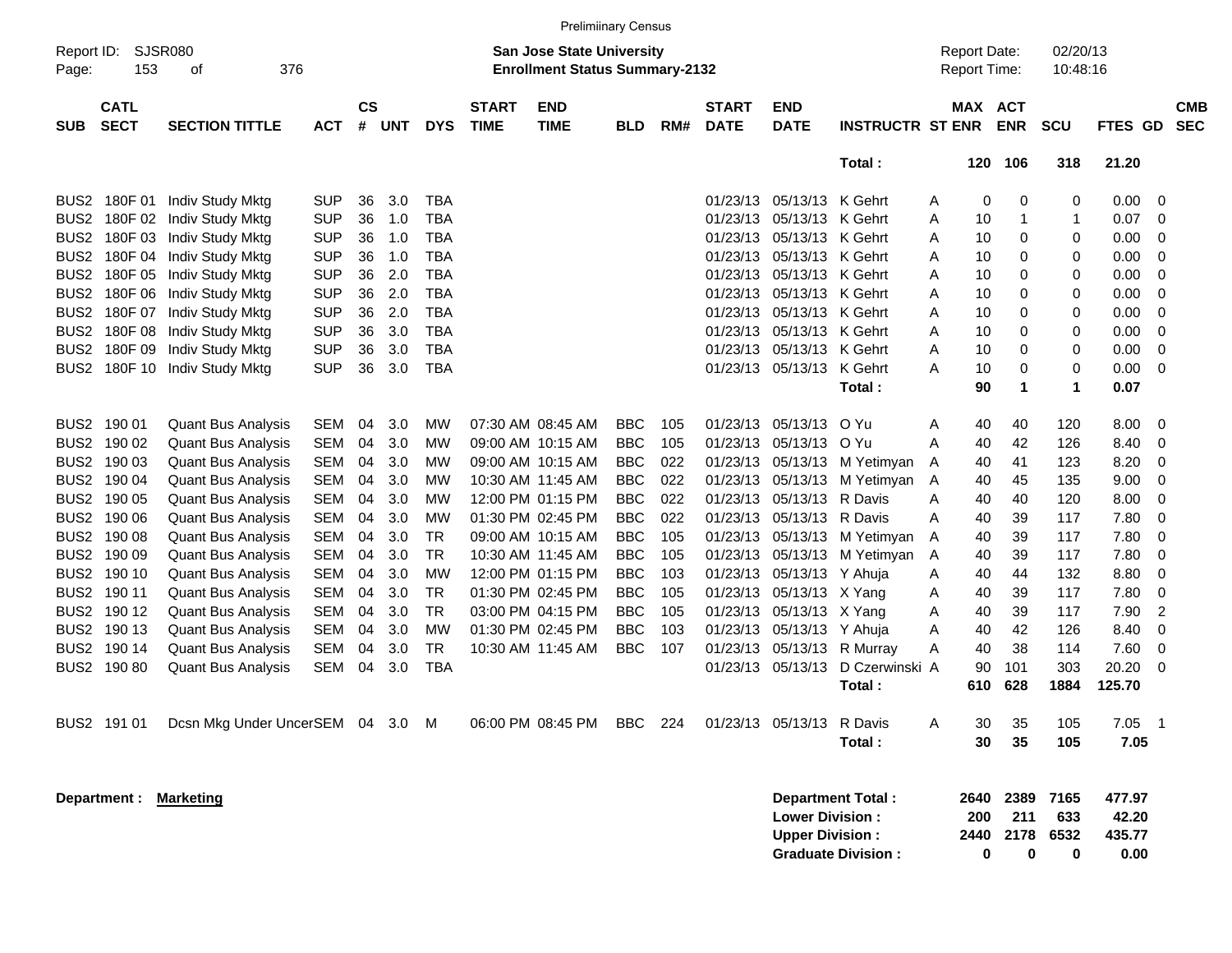Preliminary Census

Report ID: SJSR080 | **San Jose State University** | Report Date: 02/20/13
Page: 153 of 376 | **Enrollment Status Summary-2132** | Report Time: 10:48:16

| SUB | CATL SECT | SECTION TITTLE | ACT | CS # | UNT | DYS | START TIME | END TIME | BLD | RM# | START DATE | END DATE | INSTRUCTR | ST | MAX ENR | ACT ENR | SCU | FTES | GD | CMB SEC |
|---|---|---|---|---|---|---|---|---|---|---|---|---|---|---|---|---|---|---|---|---|
| | | | | | | | | | | | | | **Total :** | | **120** | **106** | **318** | **21.20** | | |
| BUS2 | 180F 01 | Indiv Study Mktg | SUP | 36 | 3.0 | TBA | | | | | 01/23/13 | 05/13/13 | K Gehrt | A | 0 | 0 | 0 | 0.00 | 0 | |
| BUS2 | 180F 02 | Indiv Study Mktg | SUP | 36 | 1.0 | TBA | | | | | 01/23/13 | 05/13/13 | K Gehrt | A | 10 | 1 | 1 | 0.07 | 0 | |
| BUS2 | 180F 03 | Indiv Study Mktg | SUP | 36 | 1.0 | TBA | | | | | 01/23/13 | 05/13/13 | K Gehrt | A | 10 | 0 | 0 | 0.00 | 0 | |
| BUS2 | 180F 04 | Indiv Study Mktg | SUP | 36 | 1.0 | TBA | | | | | 01/23/13 | 05/13/13 | K Gehrt | A | 10 | 0 | 0 | 0.00 | 0 | |
| BUS2 | 180F 05 | Indiv Study Mktg | SUP | 36 | 2.0 | TBA | | | | | 01/23/13 | 05/13/13 | K Gehrt | A | 10 | 0 | 0 | 0.00 | 0 | |
| BUS2 | 180F 06 | Indiv Study Mktg | SUP | 36 | 2.0 | TBA | | | | | 01/23/13 | 05/13/13 | K Gehrt | A | 10 | 0 | 0 | 0.00 | 0 | |
| BUS2 | 180F 07 | Indiv Study Mktg | SUP | 36 | 2.0 | TBA | | | | | 01/23/13 | 05/13/13 | K Gehrt | A | 10 | 0 | 0 | 0.00 | 0 | |
| BUS2 | 180F 08 | Indiv Study Mktg | SUP | 36 | 3.0 | TBA | | | | | 01/23/13 | 05/13/13 | K Gehrt | A | 10 | 0 | 0 | 0.00 | 0 | |
| BUS2 | 180F 09 | Indiv Study Mktg | SUP | 36 | 3.0 | TBA | | | | | 01/23/13 | 05/13/13 | K Gehrt | A | 10 | 0 | 0 | 0.00 | 0 | |
| BUS2 | 180F 10 | Indiv Study Mktg | SUP | 36 | 3.0 | TBA | | | | | 01/23/13 | 05/13/13 | K Gehrt | A | 10 | 0 | 0 | 0.00 | 0 | |
| | | | | | | | | | | | | | **Total :** | | **90** | **1** | **1** | **0.07** | | |
| BUS2 | 190 01 | Quant Bus Analysis | SEM | 04 | 3.0 | MW | 07:30 AM | 08:45 AM | BBC | 105 | 01/23/13 | 05/13/13 | O Yu | A | 40 | 40 | 120 | 8.00 | 0 | |
| BUS2 | 190 02 | Quant Bus Analysis | SEM | 04 | 3.0 | MW | 09:00 AM | 10:15 AM | BBC | 105 | 01/23/13 | 05/13/13 | O Yu | A | 40 | 42 | 126 | 8.40 | 0 | |
| BUS2 | 190 03 | Quant Bus Analysis | SEM | 04 | 3.0 | MW | 09:00 AM | 10:15 AM | BBC | 022 | 01/23/13 | 05/13/13 | M Yetimyan | A | 40 | 41 | 123 | 8.20 | 0 | |
| BUS2 | 190 04 | Quant Bus Analysis | SEM | 04 | 3.0 | MW | 10:30 AM | 11:45 AM | BBC | 022 | 01/23/13 | 05/13/13 | M Yetimyan | A | 40 | 45 | 135 | 9.00 | 0 | |
| BUS2 | 190 05 | Quant Bus Analysis | SEM | 04 | 3.0 | MW | 12:00 PM | 01:15 PM | BBC | 022 | 01/23/13 | 05/13/13 | R Davis | A | 40 | 40 | 120 | 8.00 | 0 | |
| BUS2 | 190 06 | Quant Bus Analysis | SEM | 04 | 3.0 | MW | 01:30 PM | 02:45 PM | BBC | 022 | 01/23/13 | 05/13/13 | R Davis | A | 40 | 39 | 117 | 7.80 | 0 | |
| BUS2 | 190 08 | Quant Bus Analysis | SEM | 04 | 3.0 | TR | 09:00 AM | 10:15 AM | BBC | 105 | 01/23/13 | 05/13/13 | M Yetimyan | A | 40 | 39 | 117 | 7.80 | 0 | |
| BUS2 | 190 09 | Quant Bus Analysis | SEM | 04 | 3.0 | TR | 10:30 AM | 11:45 AM | BBC | 105 | 01/23/13 | 05/13/13 | M Yetimyan | A | 40 | 39 | 117 | 7.80 | 0 | |
| BUS2 | 190 10 | Quant Bus Analysis | SEM | 04 | 3.0 | MW | 12:00 PM | 01:15 PM | BBC | 103 | 01/23/13 | 05/13/13 | Y Ahuja | A | 40 | 44 | 132 | 8.80 | 0 | |
| BUS2 | 190 11 | Quant Bus Analysis | SEM | 04 | 3.0 | TR | 01:30 PM | 02:45 PM | BBC | 105 | 01/23/13 | 05/13/13 | X Yang | A | 40 | 39 | 117 | 7.80 | 0 | |
| BUS2 | 190 12 | Quant Bus Analysis | SEM | 04 | 3.0 | TR | 03:00 PM | 04:15 PM | BBC | 105 | 01/23/13 | 05/13/13 | X Yang | A | 40 | 39 | 117 | 7.90 | 2 | |
| BUS2 | 190 13 | Quant Bus Analysis | SEM | 04 | 3.0 | MW | 01:30 PM | 02:45 PM | BBC | 103 | 01/23/13 | 05/13/13 | Y Ahuja | A | 40 | 42 | 126 | 8.40 | 0 | |
| BUS2 | 190 14 | Quant Bus Analysis | SEM | 04 | 3.0 | TR | 10:30 AM | 11:45 AM | BBC | 107 | 01/23/13 | 05/13/13 | R Murray | A | 40 | 38 | 114 | 7.60 | 0 | |
| BUS2 | 190 80 | Quant Bus Analysis | SEM | 04 | 3.0 | TBA | | | | | 01/23/13 | 05/13/13 | D Czerwinski | A | 90 | 101 | 303 | 20.20 | 0 | |
| | | | | | | | | | | | | | **Total :** | | **610** | **628** | **1884** | **125.70** | | |
| BUS2 | 191 01 | Dcsn Mkg Under Uncer | SEM | 04 | 3.0 | M | 06:00 PM | 08:45 PM | BBC | 224 | 01/23/13 | 05/13/13 | R Davis | A | 30 | 35 | 105 | 7.05 | 1 | |
| | | | | | | | | | | | | | **Total :** | | **30** | **35** | **105** | **7.05** | | |

**Department : Marketing**

| | MAX ENR | ACT ENR | SCU | FTES |
|---|---|---|---|---|
| **Department Total :** | **2640** | **2389** | **7165** | **477.97** |
| **Lower Division :** | **200** | **211** | **633** | **42.20** |
| **Upper Division :** | **2440** | **2178** | **6532** | **435.77** |
| **Graduate Division :** | **0** | **0** | **0** | **0.00** |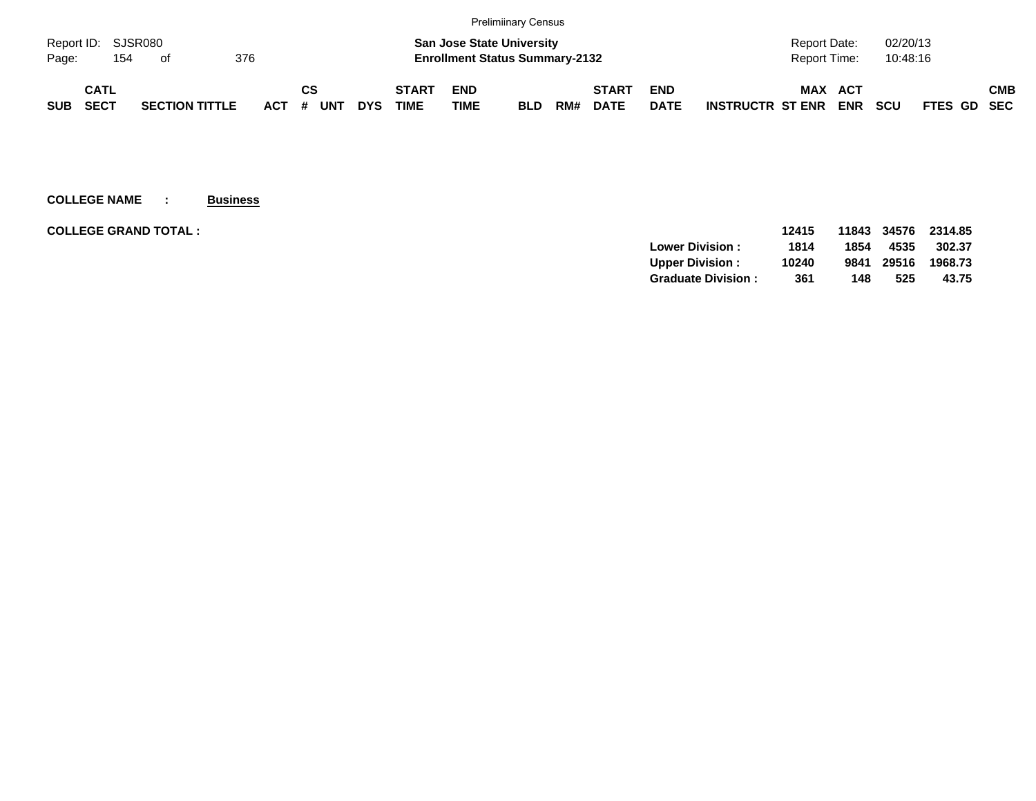**COLLEGE NAME : Business**

| | | MAX ST ENR | ACT ENR | SCU | FTES |
|---|---|---|---|---|---|
| **COLLEGE GRAND TOTAL :** | | **12415** | **11843** | **34576** | **2314.85** |
| | **Lower Division :** | **1814** | **1854** | **4535** | **302.37** |
| | **Upper Division :** | **10240** | **9841** | **29516** | **1968.73** |
| | **Graduate Division :** | **361** | **148** | **525** | **43.75** |